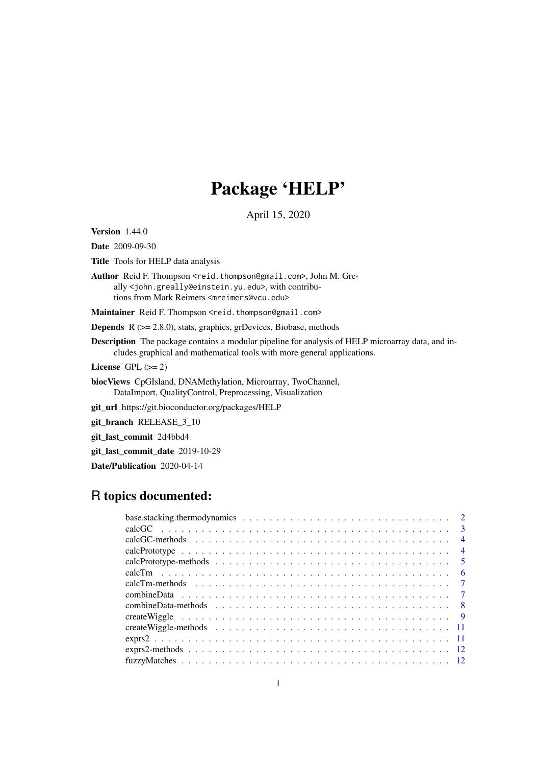# Package 'HELP'

April 15, 2020

**Version** 1.44.0

**Date** 2009-09-30

**Title** Tools for HELP data analysis

**Author** Reid F. Thompson <reid.thompson@gmail.com>, John M. Greally <john.greally@einstein.yu.edu>, with contributions from Mark Reimers <mreimers@vcu.edu>

**Maintainer** Reid F. Thompson <reid.thompson@gmail.com>

**Depends** R (>= 2.8.0), stats, graphics, grDevices, Biobase, methods

**Description** The package contains a modular pipeline for analysis of HELP microarray data, and includes graphical and mathematical tools with more general applications.

**License** GPL (>= 2)

**biocViews** CpGIsland, DNAMethylation, Microarray, TwoChannel, DataImport, QualityControl, Preprocessing, Visualization

**git_url** https://git.bioconductor.org/packages/HELP

**git_branch** RELEASE_3_10

**git_last_commit** 2d4bbd4

**git_last_commit_date** 2019-10-29

**Date/Publication** 2020-04-14

## R topics documented:

| | |
|---|---|
| base.stacking.thermodynamics | 2 |
| calcGC | 3 |
| calcGC-methods | 4 |
| calcPrototype | 4 |
| calcPrototype-methods | 5 |
| calcTm | 6 |
| calcTm-methods | 7 |
| combineData | 7 |
| combineData-methods | 8 |
| createWiggle | 9 |
| createWiggle-methods | 11 |
| exprs2 | 11 |
| exprs2-methods | 12 |
| fuzzyMatches | 12 |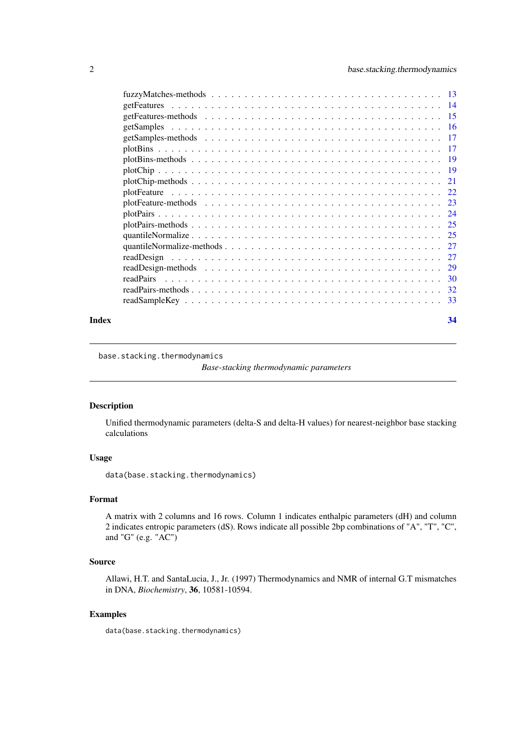fuzzyMatches-methods . . . . . . . . . . . . . . . . . . . . . . . . . . . . . . . . . . 13
getFeatures . . . . . . . . . . . . . . . . . . . . . . . . . . . . . . . . . . . . . . . 14
getFeatures-methods . . . . . . . . . . . . . . . . . . . . . . . . . . . . . . . . . . . 15
getSamples . . . . . . . . . . . . . . . . . . . . . . . . . . . . . . . . . . . . . . . . 16
getSamples-methods . . . . . . . . . . . . . . . . . . . . . . . . . . . . . . . . . . . 17
plotBins . . . . . . . . . . . . . . . . . . . . . . . . . . . . . . . . . . . . . . . . . 17
plotBins-methods . . . . . . . . . . . . . . . . . . . . . . . . . . . . . . . . . . . . 19
plotChip . . . . . . . . . . . . . . . . . . . . . . . . . . . . . . . . . . . . . . . . . 19
plotChip-methods . . . . . . . . . . . . . . . . . . . . . . . . . . . . . . . . . . . . 21
plotFeature . . . . . . . . . . . . . . . . . . . . . . . . . . . . . . . . . . . . . . . 22
plotFeature-methods . . . . . . . . . . . . . . . . . . . . . . . . . . . . . . . . . . 23
plotPairs . . . . . . . . . . . . . . . . . . . . . . . . . . . . . . . . . . . . . . . . 24
plotPairs-methods . . . . . . . . . . . . . . . . . . . . . . . . . . . . . . . . . . . 25
quantileNormalize . . . . . . . . . . . . . . . . . . . . . . . . . . . . . . . . . . . . 25
quantileNormalize-methods . . . . . . . . . . . . . . . . . . . . . . . . . . . . . . . 27
readDesign . . . . . . . . . . . . . . . . . . . . . . . . . . . . . . . . . . . . . . . 27
readDesign-methods . . . . . . . . . . . . . . . . . . . . . . . . . . . . . . . . . . . 29
readPairs . . . . . . . . . . . . . . . . . . . . . . . . . . . . . . . . . . . . . . . . 30
readPairs-methods . . . . . . . . . . . . . . . . . . . . . . . . . . . . . . . . . . . . 32
readSampleKey . . . . . . . . . . . . . . . . . . . . . . . . . . . . . . . . . . . . . . 33

**Index** 34

---

`base.stacking.thermodynamics` *Base-stacking thermodynamic parameters*

---

### Description

Unified thermodynamic parameters (delta-S and delta-H values) for nearest-neighbor base stacking calculations

### Usage

```
data(base.stacking.thermodynamics)
```

### Format

A matrix with 2 columns and 16 rows. Column 1 indicates enthalpic parameters (dH) and column 2 indicates entropic parameters (dS). Rows indicate all possible 2bp combinations of "A", "T", "C", and "G" (e.g. "AC")

### Source

Allawi, H.T. and SantaLucia, J., Jr. (1997) Thermodynamics and NMR of internal G.T mismatches in DNA, *Biochemistry*, **36**, 10581-10594.

### Examples

```
data(base.stacking.thermodynamics)
```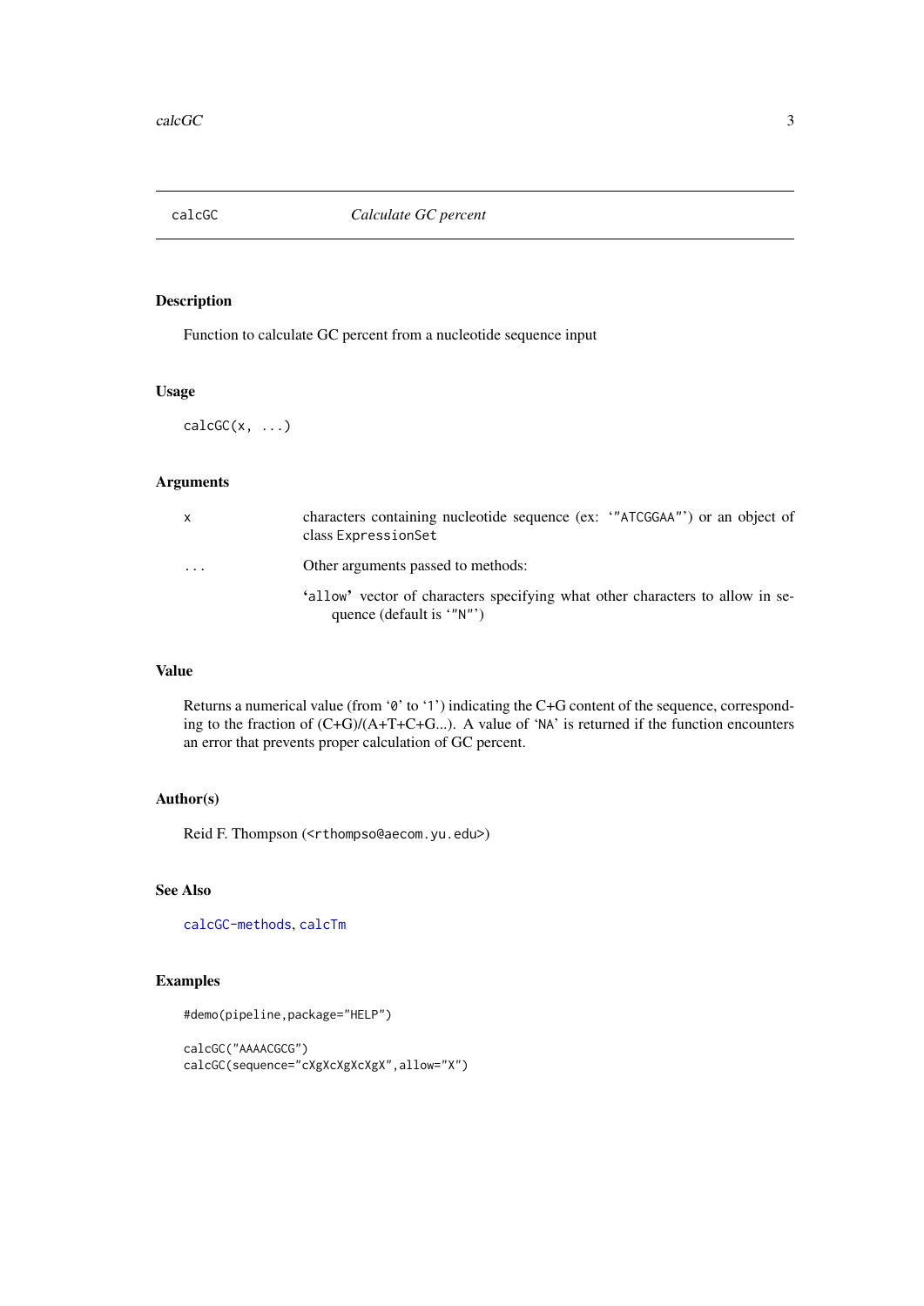calcGC — *Calculate GC percent*

### Description

Function to calculate GC percent from a nucleotide sequence input

### Usage

```
calcGC(x, ...)
```

### Arguments

| | |
|---|---|
| `x` | characters containing nucleotide sequence (ex: ‘"ATCGGAA"’) or an object of class `ExpressionSet` |
| `...` | Other arguments passed to methods: ‘`allow`’ vector of characters specifying what other characters to allow in sequence (default is ‘"N"’) |

### Value

Returns a numerical value (from ‘`0`’ to ‘`1`’) indicating the C+G content of the sequence, corresponding to the fraction of (C+G)/(A+T+C+G...). A value of ‘`NA`’ is returned if the function encounters an error that prevents proper calculation of GC percent.

### Author(s)

Reid F. Thompson (<rthompso@aecom.yu.edu>)

### See Also

calcGC-methods, calcTm

### Examples

```
#demo(pipeline,package="HELP")

calcGC("AAAACGCG")
calcGC(sequence="cXgXcXgXcXgX",allow="X")
```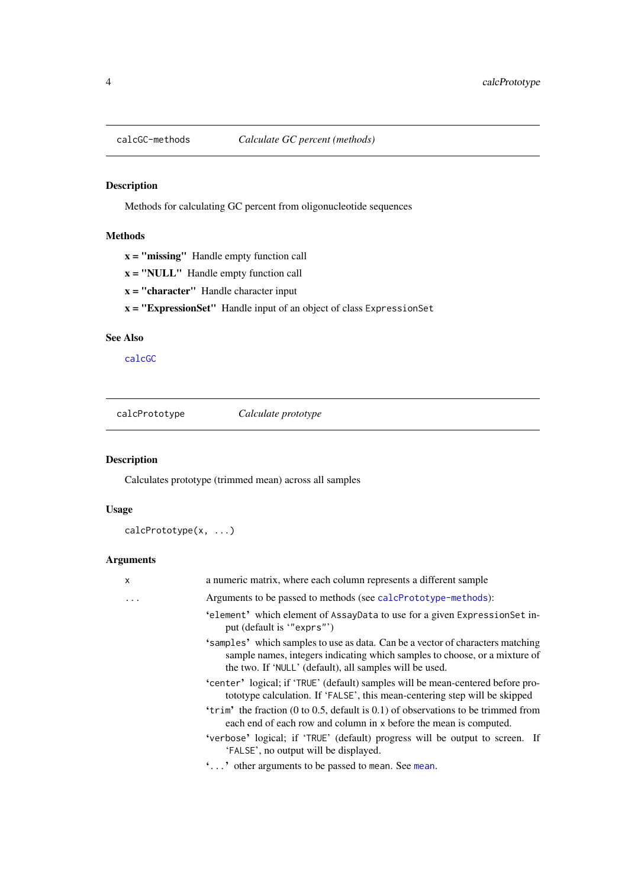## calcGC-methods — *Calculate GC percent (methods)*

### Description

Methods for calculating GC percent from oligonucleotide sequences

### Methods

**x = "missing"** Handle empty function call

**x = "NULL"** Handle empty function call

**x = "character"** Handle character input

**x = "ExpressionSet"** Handle input of an object of class `ExpressionSet`

### See Also

`calcGC`

## calcPrototype — *Calculate prototype*

### Description

Calculates prototype (trimmed mean) across all samples

### Usage

```
calcPrototype(x, ...)
```

### Arguments

- `x` — a numeric matrix, where each column represents a different sample
- `...` — Arguments to be passed to methods (see `calcPrototype-methods`):
  - '`element`' which element of `AssayData` to use for a given `ExpressionSet` input (default is '`"exprs"`')
  - '`samples`' which samples to use as data. Can be a vector of characters matching sample names, integers indicating which samples to choose, or a mixture of the two. If '`NULL`' (default), all samples will be used.
  - '`center`' logical; if '`TRUE`' (default) samples will be mean-centered before protototype calculation. If '`FALSE`', this mean-centering step will be skipped
  - '`trim`' the fraction (0 to 0.5, default is 0.1) of observations to be trimmed from each end of each row and column in `x` before the mean is computed.
  - '`verbose`' logical; if '`TRUE`' (default) progress will be output to screen. If '`FALSE`', no output will be displayed.
  - '`...`' other arguments to be passed to `mean`. See `mean`.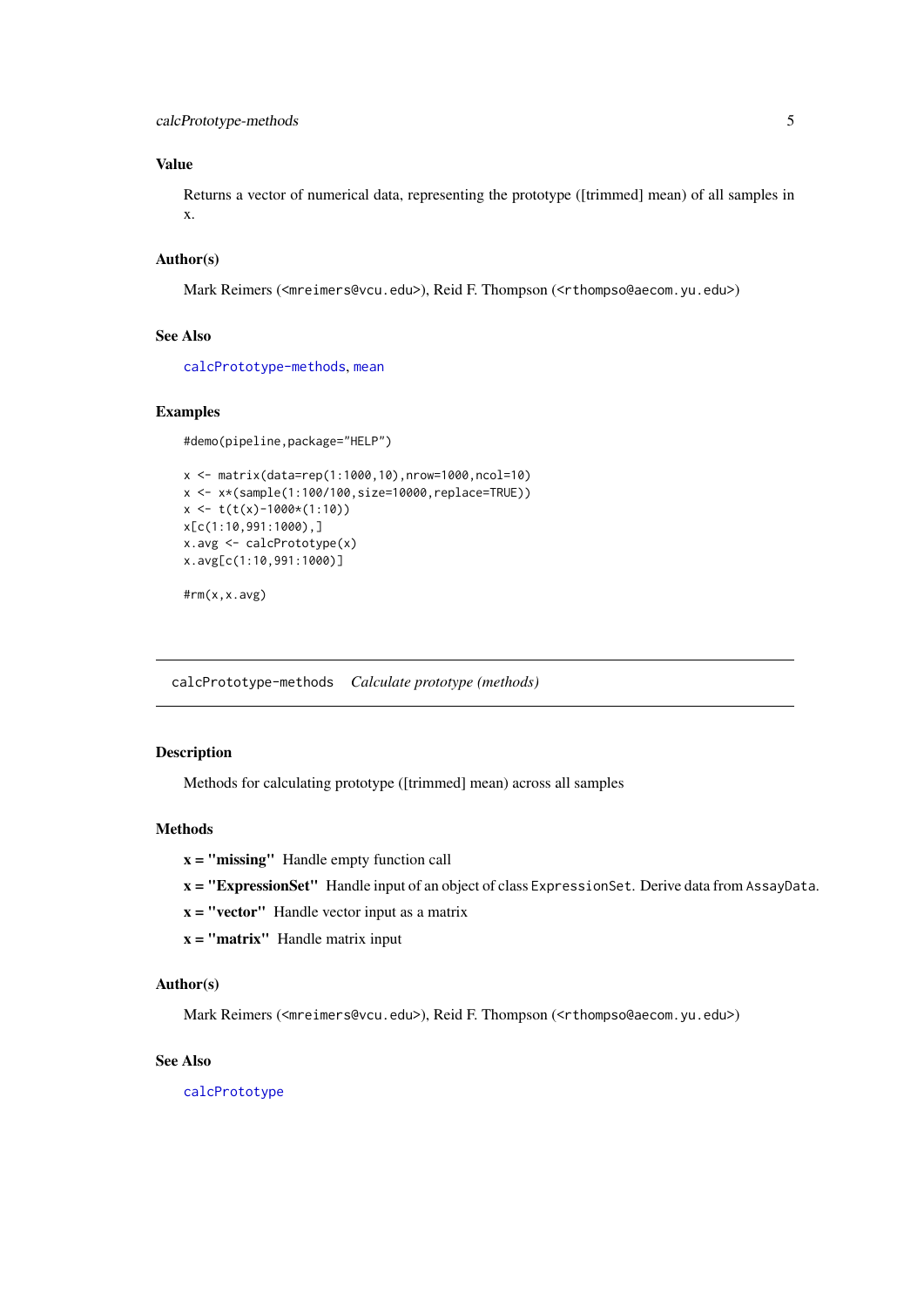## Value

Returns a vector of numerical data, representing the prototype ([trimmed] mean) of all samples in x.

## Author(s)

Mark Reimers (<mreimers@vcu.edu>), Reid F. Thompson (<rthompso@aecom.yu.edu>)

## See Also

calcPrototype-methods, mean

## Examples

```
#demo(pipeline,package="HELP")

x <- matrix(data=rep(1:1000,10),nrow=1000,ncol=10)
x <- x*(sample(1:100/100,size=10000,replace=TRUE))
x <- t(t(x)-1000*(1:10))
x[c(1:10,991:1000),]
x.avg <- calcPrototype(x)
x.avg[c(1:10,991:1000)]

#rm(x,x.avg)
```

---

# calcPrototype-methods *Calculate prototype (methods)*

---

## Description

Methods for calculating prototype ([trimmed] mean) across all samples

## Methods

**x = "missing"** Handle empty function call

**x = "ExpressionSet"** Handle input of an object of class ExpressionSet. Derive data from AssayData.

**x = "vector"** Handle vector input as a matrix

**x = "matrix"** Handle matrix input

## Author(s)

Mark Reimers (<mreimers@vcu.edu>), Reid F. Thompson (<rthompso@aecom.yu.edu>)

## See Also

calcPrototype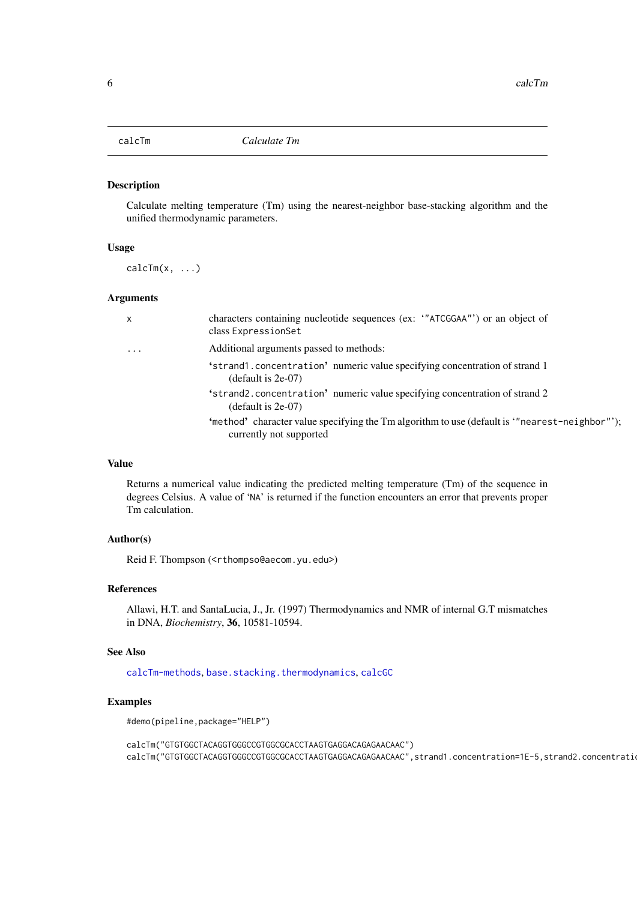calcTm — *Calculate Tm*

### Description

Calculate melting temperature (Tm) using the nearest-neighbor base-stacking algorithm and the unified thermodynamic parameters.

### Usage

```
calcTm(x, ...)
```

### Arguments

| | |
|---|---|
| `x` | characters containing nucleotide sequences (ex: ‘"ATCGGAA"’) or an object of class `ExpressionSet` |
| `...` | Additional arguments passed to methods: |

- ‘`strand1.concentration`’ numeric value specifying concentration of strand 1 (default is 2e-07)
- ‘`strand2.concentration`’ numeric value specifying concentration of strand 2 (default is 2e-07)
- ‘`method`’ character value specifying the Tm algorithm to use (default is ‘"nearest-neighbor"’); currently not supported

### Value

Returns a numerical value indicating the predicted melting temperature (Tm) of the sequence in degrees Celsius. A value of ‘NA’ is returned if the function encounters an error that prevents proper Tm calculation.

### Author(s)

Reid F. Thompson (<rthompso@aecom.yu.edu>)

### References

Allawi, H.T. and SantaLucia, J., Jr. (1997) Thermodynamics and NMR of internal G.T mismatches in DNA, *Biochemistry*, **36**, 10581-10594.

### See Also

`calcTm-methods`, `base.stacking.thermodynamics`, `calcGC`

### Examples

```
#demo(pipeline,package="HELP")

calcTm("GTGTGGCTACAGGTGGGCCGTGGCGCACCTAAGTGAGGACAGAGAACAAC")
calcTm("GTGTGGCTACAGGTGGGCCGTGGCGCACCTAAGTGAGGACAGAGAACAAC",strand1.concentration=1E-5,strand2.concentratio
```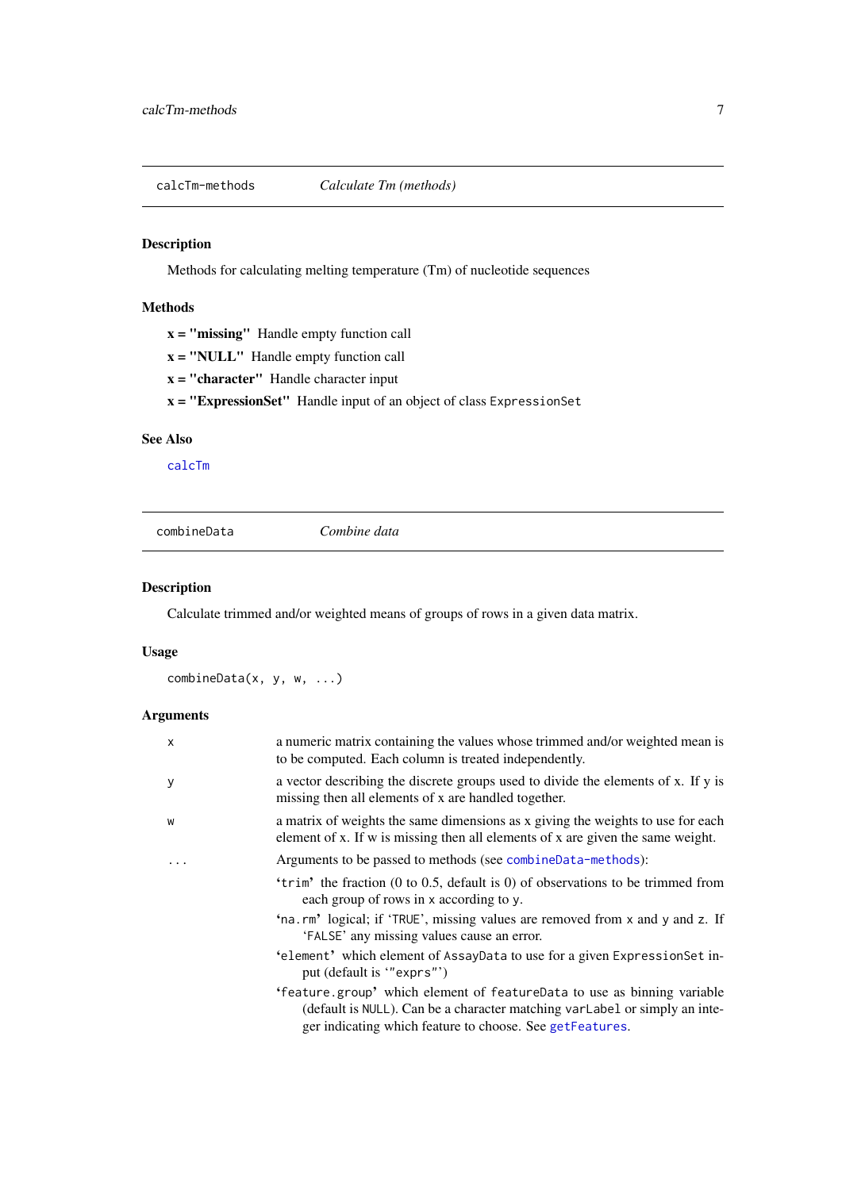## calcTm-methods *Calculate Tm (methods)*

### Description

Methods for calculating melting temperature (Tm) of nucleotide sequences

### Methods

**x = "missing"** Handle empty function call

**x = "NULL"** Handle empty function call

**x = "character"** Handle character input

**x = "ExpressionSet"** Handle input of an object of class `ExpressionSet`

### See Also

`calcTm`

## combineData *Combine data*

### Description

Calculate trimmed and/or weighted means of groups of rows in a given data matrix.

### Usage

```
combineData(x, y, w, ...)
```

### Arguments

| | |
|---|---|
| `x` | a numeric matrix containing the values whose trimmed and/or weighted mean is to be computed. Each column is treated independently. |
| `y` | a vector describing the discrete groups used to divide the elements of x. If y is missing then all elements of x are handled together. |
| `w` | a matrix of weights the same dimensions as x giving the weights to use for each element of x. If w is missing then all elements of x are given the same weight. |
| `...` | Arguments to be passed to methods (see `combineData-methods`): |

- '`trim`' the fraction (0 to 0.5, default is 0) of observations to be trimmed from each group of rows in `x` according to `y`.
- '`na.rm`' logical; if '`TRUE`', missing values are removed from `x` and `y` and `z`. If '`FALSE`' any missing values cause an error.
- '`element`' which element of `AssayData` to use for a given `ExpressionSet` input (default is '`"exprs"`')
- '`feature.group`' which element of `featureData` to use as binning variable (default is `NULL`). Can be a character matching `varLabel` or simply an integer indicating which feature to choose. See `getFeatures`.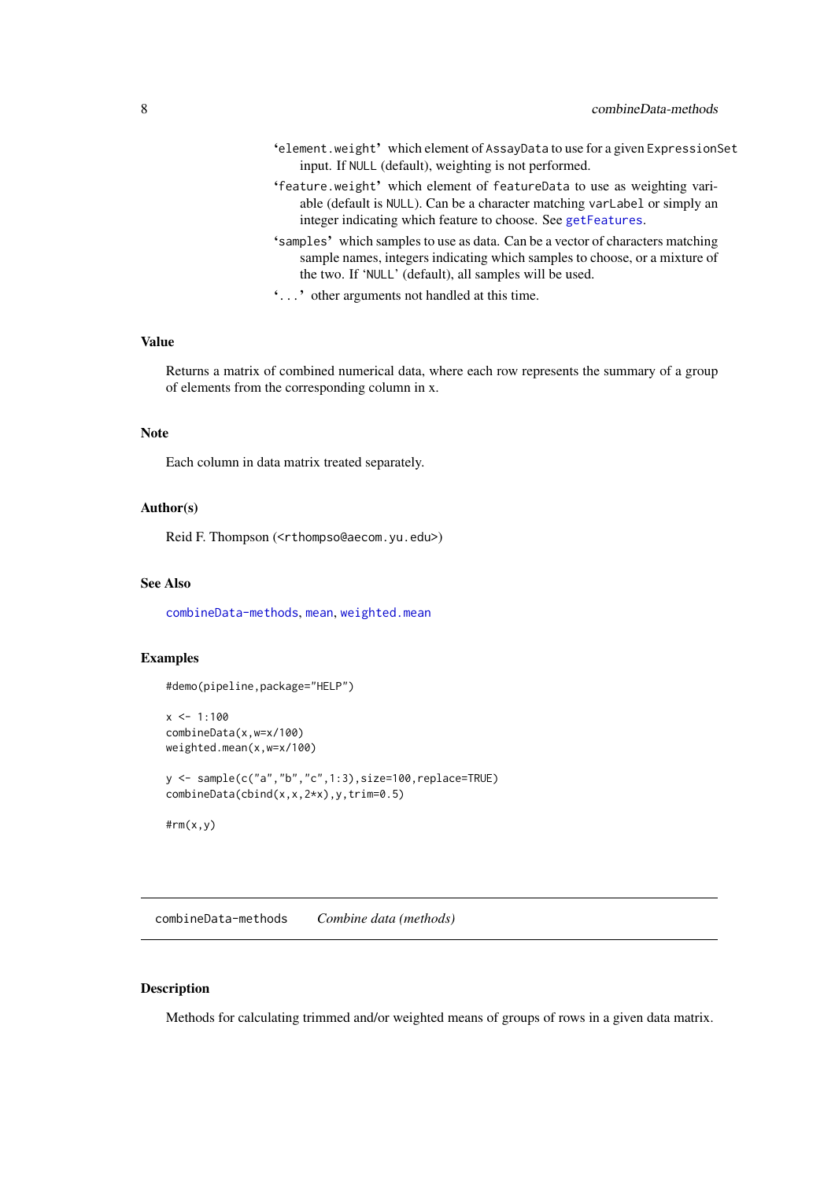'element.weight' which element of AssayData to use for a given ExpressionSet input. If NULL (default), weighting is not performed.

'feature.weight' which element of featureData to use as weighting variable (default is NULL). Can be a character matching varLabel or simply an integer indicating which feature to choose. See getFeatures.

'samples' which samples to use as data. Can be a vector of characters matching sample names, integers indicating which samples to choose, or a mixture of the two. If 'NULL' (default), all samples will be used.

'...' other arguments not handled at this time.

### Value

Returns a matrix of combined numerical data, where each row represents the summary of a group of elements from the corresponding column in x.

### Note

Each column in data matrix treated separately.

### Author(s)

Reid F. Thompson (<rthompso@aecom.yu.edu>)

### See Also

combineData-methods, mean, weighted.mean

### Examples

```
#demo(pipeline,package="HELP")

x <- 1:100
combineData(x,w=x/100)
weighted.mean(x,w=x/100)

y <- sample(c("a","b","c",1:3),size=100,replace=TRUE)
combineData(cbind(x,x,2*x),y,trim=0.5)

#rm(x,y)
```

---

## combineData-methods *Combine data (methods)*

### Description

Methods for calculating trimmed and/or weighted means of groups of rows in a given data matrix.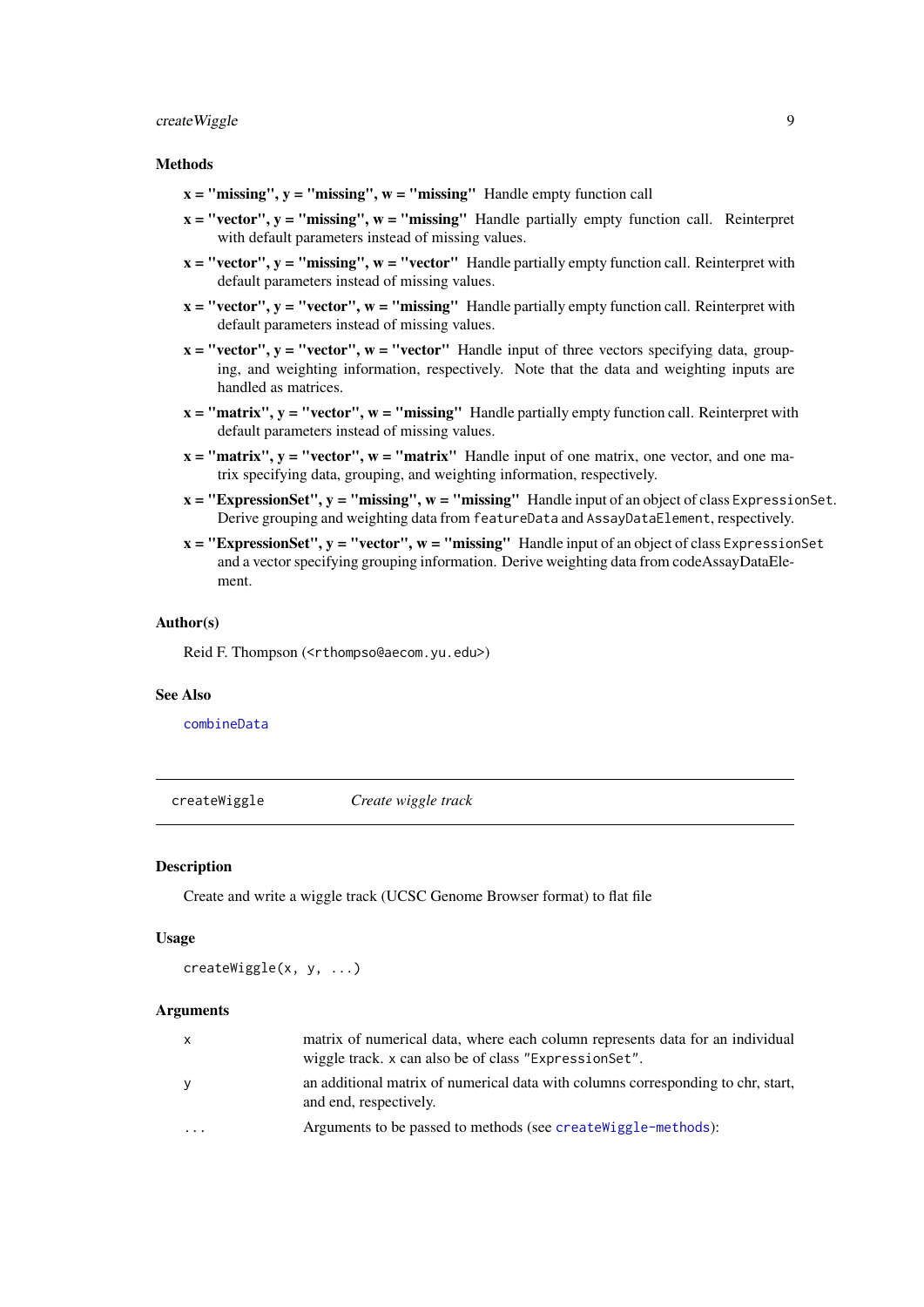### Methods

- **x = "missing", y = "missing", w = "missing"** Handle empty function call
- **x = "vector", y = "missing", w = "missing"** Handle partially empty function call. Reinterpret with default parameters instead of missing values.
- **x = "vector", y = "missing", w = "vector"** Handle partially empty function call. Reinterpret with default parameters instead of missing values.
- **x = "vector", y = "vector", w = "missing"** Handle partially empty function call. Reinterpret with default parameters instead of missing values.
- **x = "vector", y = "vector", w = "vector"** Handle input of three vectors specifying data, grouping, and weighting information, respectively. Note that the data and weighting inputs are handled as matrices.
- **x = "matrix", y = "vector", w = "missing"** Handle partially empty function call. Reinterpret with default parameters instead of missing values.
- **x = "matrix", y = "vector", w = "matrix"** Handle input of one matrix, one vector, and one matrix specifying data, grouping, and weighting information, respectively.
- **x = "ExpressionSet", y = "missing", w = "missing"** Handle input of an object of class `ExpressionSet`. Derive grouping and weighting data from `featureData` and `AssayDataElement`, respectively.
- **x = "ExpressionSet", y = "vector", w = "missing"** Handle input of an object of class `ExpressionSet` and a vector specifying grouping information. Derive weighting data from codeAssayDataElement.

### Author(s)

Reid F. Thompson (`<rthompso@aecom.yu.edu>`)

### See Also

`combineData`

---

`createWiggle` *Create wiggle track*

---

### Description

Create and write a wiggle track (UCSC Genome Browser format) to flat file

### Usage

```
createWiggle(x, y, ...)
```

### Arguments

| | |
|---|---|
| `x` | matrix of numerical data, where each column represents data for an individual wiggle track. `x` can also be of class `"ExpressionSet"`. |
| `y` | an additional matrix of numerical data with columns corresponding to chr, start, and end, respectively. |
| `...` | Arguments to be passed to methods (see `createWiggle-methods`): |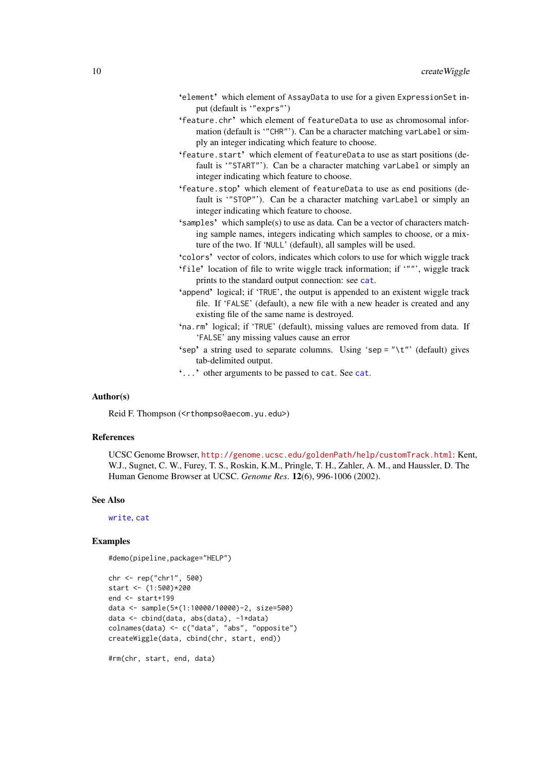'element' which element of AssayData to use for a given ExpressionSet input (default is '"exprs"')

'feature.chr' which element of featureData to use as chromosomal information (default is '"CHR"'). Can be a character matching varLabel or simply an integer indicating which feature to choose.

'feature.start' which element of featureData to use as start positions (default is '"START"'). Can be a character matching varLabel or simply an integer indicating which feature to choose.

'feature.stop' which element of featureData to use as end positions (default is '"STOP"'). Can be a character matching varLabel or simply an integer indicating which feature to choose.

'samples' which sample(s) to use as data. Can be a vector of characters matching sample names, integers indicating which samples to choose, or a mixture of the two. If 'NULL' (default), all samples will be used.

'colors' vector of colors, indicates which colors to use for which wiggle track

'file' location of file to write wiggle track information; if '""', wiggle track prints to the standard output connection: see cat.

'append' logical; if 'TRUE', the output is appended to an existent wiggle track file. If 'FALSE' (default), a new file with a new header is created and any existing file of the same name is destroyed.

'na.rm' logical; if 'TRUE' (default), missing values are removed from data. If 'FALSE' any missing values cause an error

'sep' a string used to separate columns. Using 'sep = "\t"' (default) gives tab-delimited output.

'...' other arguments to be passed to cat. See cat.

### Author(s)

Reid F. Thompson (<rthompso@aecom.yu.edu>)

### References

UCSC Genome Browser, http://genome.ucsc.edu/goldenPath/help/customTrack.html: Kent, W.J., Sugnet, C. W., Furey, T. S., Roskin, K.M., Pringle, T. H., Zahler, A. M., and Haussler, D. The Human Genome Browser at UCSC. *Genome Res*. **12**(6), 996-1006 (2002).

### See Also

write, cat

### Examples

```
#demo(pipeline,package="HELP")

chr <- rep("chr1", 500)
start <- (1:500)*200
end <- start+199
data <- sample(5*(1:10000/10000)-2, size=500)
data <- cbind(data, abs(data), -1*data)
colnames(data) <- c("data", "abs", "opposite")
createWiggle(data, cbind(chr, start, end))

#rm(chr, start, end, data)
```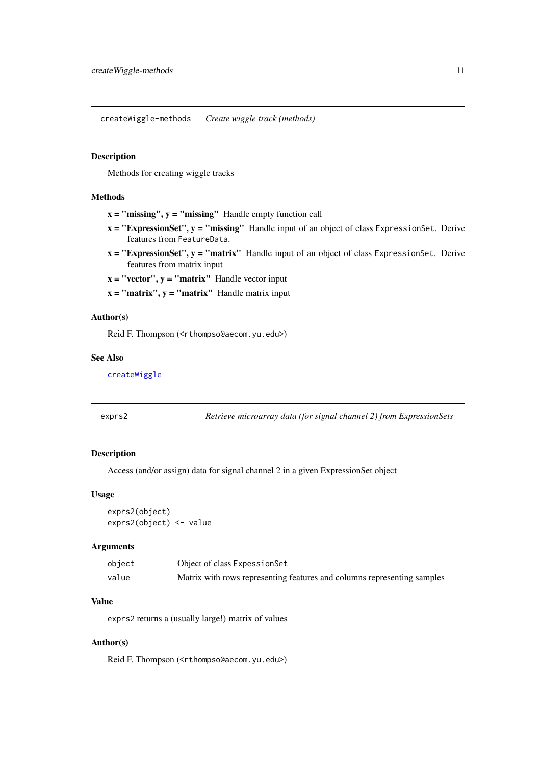## createWiggle-methods *Create wiggle track (methods)*

### Description

Methods for creating wiggle tracks

### Methods

**x = "missing", y = "missing"** Handle empty function call

**x = "ExpressionSet", y = "missing"** Handle input of an object of class `ExpressionSet`. Derive features from `FeatureData`.

**x = "ExpressionSet", y = "matrix"** Handle input of an object of class `ExpressionSet`. Derive features from matrix input

**x = "vector", y = "matrix"** Handle vector input

**x = "matrix", y = "matrix"** Handle matrix input

### Author(s)

Reid F. Thompson (<rthompso@aecom.yu.edu>)

### See Also

`createWiggle`

## exprs2 *Retrieve microarray data (for signal channel 2) from ExpressionSets*

### Description

Access (and/or assign) data for signal channel 2 in a given ExpressionSet object

### Usage

```
exprs2(object)
exprs2(object) <- value
```

### Arguments

| | |
|---|---|
| `object` | Object of class `ExpessionSet` |
| `value` | Matrix with rows representing features and columns representing samples |

### Value

`exprs2` returns a (usually large!) matrix of values

### Author(s)

Reid F. Thompson (<rthompso@aecom.yu.edu>)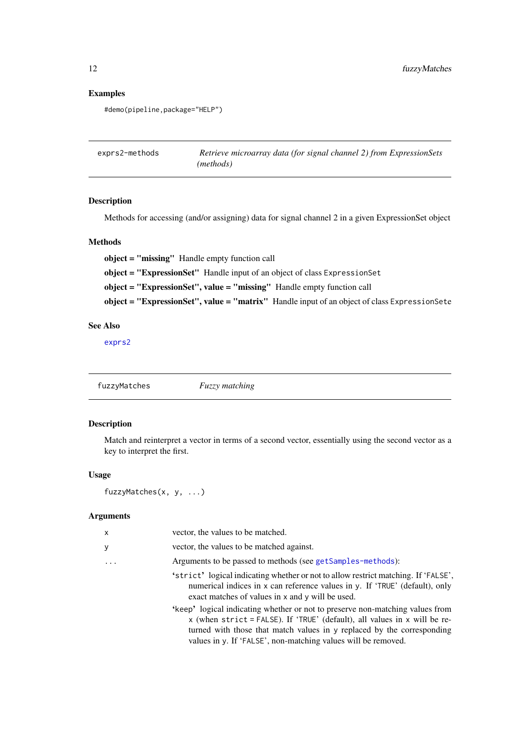### Examples

```
#demo(pipeline,package="HELP")
```

## exprs2-methods — *Retrieve microarray data (for signal channel 2) from ExpressionSets (methods)*

### Description

Methods for accessing (and/or assigning) data for signal channel 2 in a given ExpressionSet object

### Methods

**object = "missing"** Handle empty function call

**object = "ExpressionSet"** Handle input of an object of class `ExpressionSet`

**object = "ExpressionSet", value = "missing"** Handle empty function call

**object = "ExpressionSet", value = "matrix"** Handle input of an object of class `ExpressionSete`

### See Also

`exprs2`

## fuzzyMatches — *Fuzzy matching*

### Description

Match and reinterpret a vector in terms of a second vector, essentially using the second vector as a key to interpret the first.

### Usage

```
fuzzyMatches(x, y, ...)
```

### Arguments

| | |
|---|---|
| `x` | vector, the values to be matched. |
| `y` | vector, the values to be matched against. |
| `...` | Arguments to be passed to methods (see `getSamples-methods`): |

- **'strict'** logical indicating whether or not to allow restrict matching. If 'FALSE', numerical indices in `x` can reference values in `y`. If 'TRUE' (default), only exact matches of values in `x` and `y` will be used.
- **'keep'** logical indicating whether or not to preserve non-matching values from `x` (when `strict = FALSE`). If 'TRUE' (default), all values in `x` will be returned with those that match values in `y` replaced by the corresponding values in `y`. If 'FALSE', non-matching values will be removed.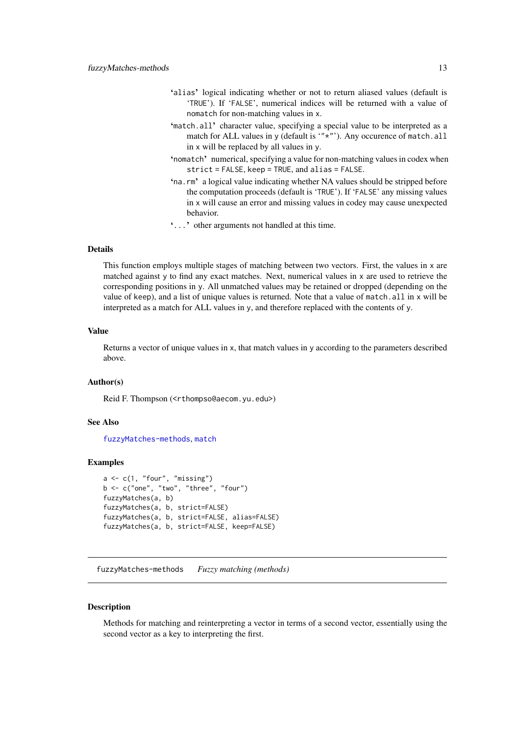- 'alias' logical indicating whether or not to return aliased values (default is 'TRUE'). If 'FALSE', numerical indices will be returned with a value of nomatch for non-matching values in x.
- 'match.all' character value, specifying a special value to be interpreted as a match for ALL values in y (default is '"*"'). Any occurence of match.all in x will be replaced by all values in y.
- 'nomatch' numerical, specifying a value for non-matching values in codex when strict = FALSE, keep = TRUE, and alias = FALSE.
- 'na.rm' a logical value indicating whether NA values should be stripped before the computation proceeds (default is 'TRUE'). If 'FALSE' any missing values in x will cause an error and missing values in codey may cause unexpected behavior.
- '...' other arguments not handled at this time.

### Details

This function employs multiple stages of matching between two vectors. First, the values in x are matched against y to find any exact matches. Next, numerical values in x are used to retrieve the corresponding positions in y. All unmatched values may be retained or dropped (depending on the value of keep), and a list of unique values is returned. Note that a value of match.all in x will be interpreted as a match for ALL values in y, and therefore replaced with the contents of y.

### Value

Returns a vector of unique values in x, that match values in y according to the parameters described above.

### Author(s)

Reid F. Thompson (<rthompso@aecom.yu.edu>)

### See Also

fuzzyMatches-methods, match

### Examples

```
a <- c(1, "four", "missing")
b <- c("one", "two", "three", "four")
fuzzyMatches(a, b)
fuzzyMatches(a, b, strict=FALSE)
fuzzyMatches(a, b, strict=FALSE, alias=FALSE)
fuzzyMatches(a, b, strict=FALSE, keep=FALSE)
```

---

## fuzzyMatches-methods *Fuzzy matching (methods)*

### Description

Methods for matching and reinterpreting a vector in terms of a second vector, essentially using the second vector as a key to interpreting the first.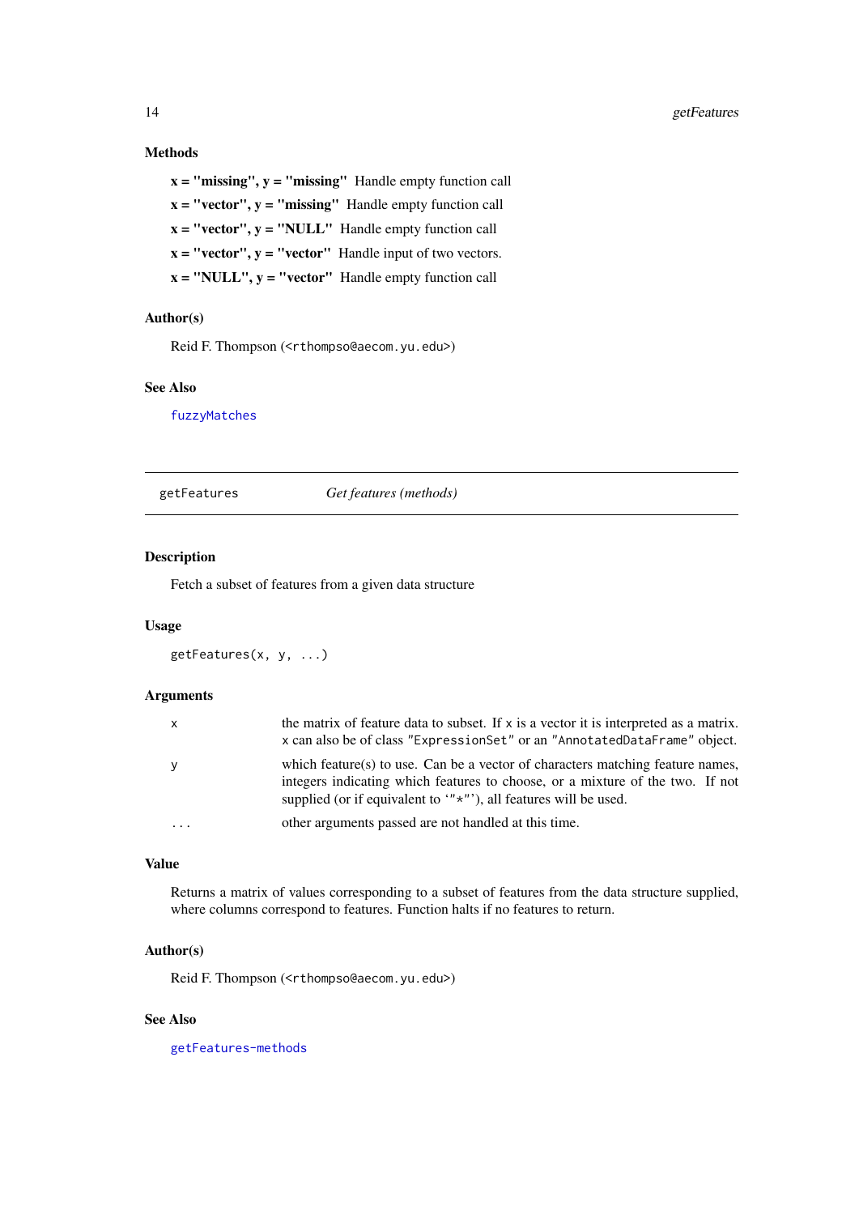## Methods

**x = "missing", y = "missing"** Handle empty function call

**x = "vector", y = "missing"** Handle empty function call

**x = "vector", y = "NULL"** Handle empty function call

**x = "vector", y = "vector"** Handle input of two vectors.

**x = "NULL", y = "vector"** Handle empty function call

## Author(s)

Reid F. Thompson (<rthompso@aecom.yu.edu>)

## See Also

`fuzzyMatches`

---

`getFeatures` *Get features (methods)*

---

## Description

Fetch a subset of features from a given data structure

## Usage

```
getFeatures(x, y, ...)
```

## Arguments

| | |
|---|---|
| `x` | the matrix of feature data to subset. If `x` is a vector it is interpreted as a matrix. `x` can also be of class `"ExpressionSet"` or an `"AnnotatedDataFrame"` object. |
| `y` | which feature(s) to use. Can be a vector of characters matching feature names, integers indicating which features to choose, or a mixture of the two. If not supplied (or if equivalent to '`"*"`'), all features will be used. |
| `...` | other arguments passed are not handled at this time. |

## Value

Returns a matrix of values corresponding to a subset of features from the data structure supplied, where columns correspond to features. Function halts if no features to return.

## Author(s)

Reid F. Thompson (<rthompso@aecom.yu.edu>)

## See Also

`getFeatures-methods`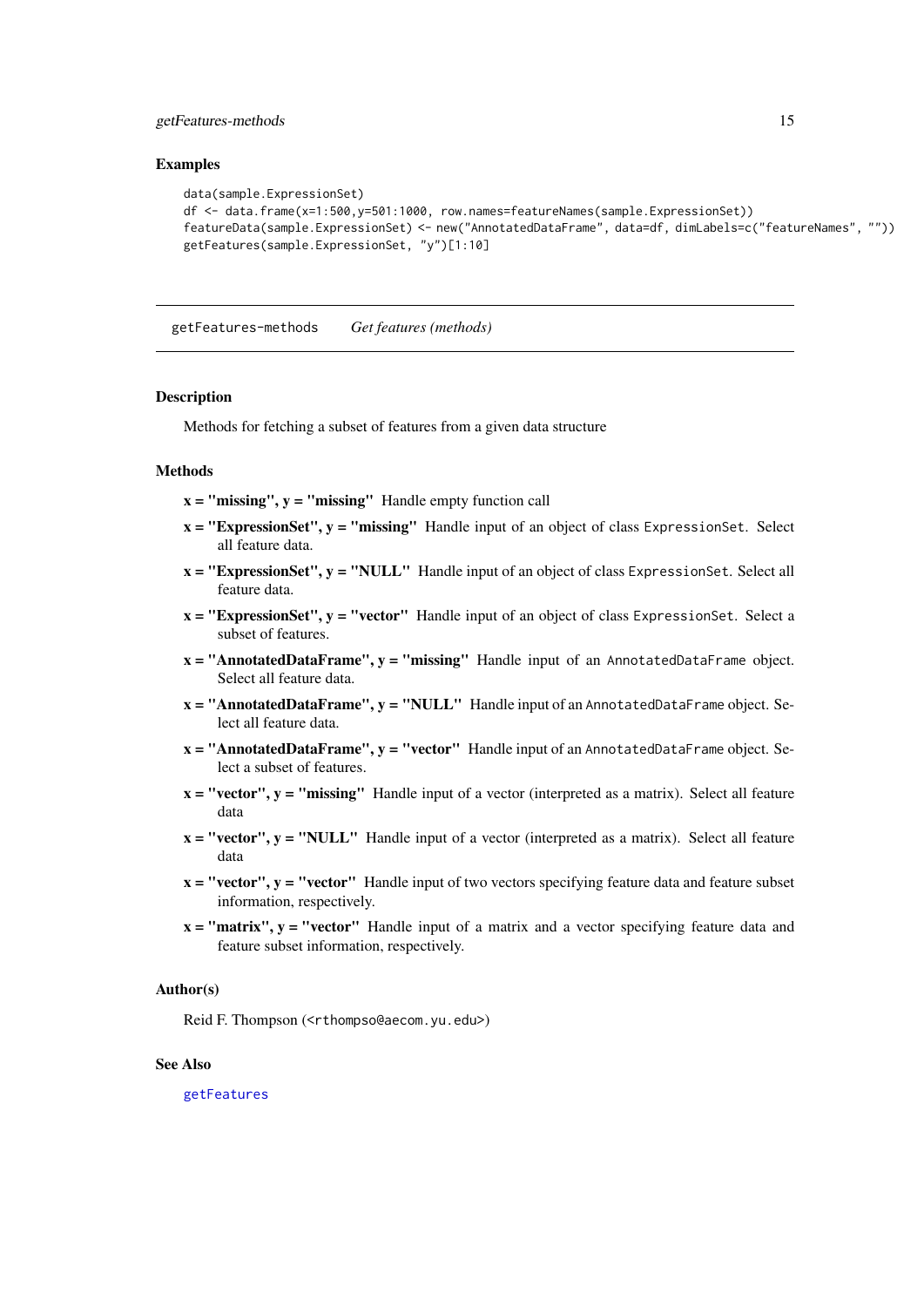### Examples

```
data(sample.ExpressionSet)
df <- data.frame(x=1:500,y=501:1000, row.names=featureNames(sample.ExpressionSet))
featureData(sample.ExpressionSet) <- new("AnnotatedDataFrame", data=df, dimLabels=c("featureNames", ""))
getFeatures(sample.ExpressionSet, "y")[1:10]
```

---

## getFeatures-methods *Get features (methods)*

---

### Description

Methods for fetching a subset of features from a given data structure

### Methods

- **x = "missing", y = "missing"** Handle empty function call
- **x = "ExpressionSet", y = "missing"** Handle input of an object of class `ExpressionSet`. Select all feature data.
- **x = "ExpressionSet", y = "NULL"** Handle input of an object of class `ExpressionSet`. Select all feature data.
- **x = "ExpressionSet", y = "vector"** Handle input of an object of class `ExpressionSet`. Select a subset of features.
- **x = "AnnotatedDataFrame", y = "missing"** Handle input of an `AnnotatedDataFrame` object. Select all feature data.
- **x = "AnnotatedDataFrame", y = "NULL"** Handle input of an `AnnotatedDataFrame` object. Select all feature data.
- **x = "AnnotatedDataFrame", y = "vector"** Handle input of an `AnnotatedDataFrame` object. Select a subset of features.
- **x = "vector", y = "missing"** Handle input of a vector (interpreted as a matrix). Select all feature data
- **x = "vector", y = "NULL"** Handle input of a vector (interpreted as a matrix). Select all feature data
- **x = "vector", y = "vector"** Handle input of two vectors specifying feature data and feature subset information, respectively.
- **x = "matrix", y = "vector"** Handle input of a matrix and a vector specifying feature data and feature subset information, respectively.

### Author(s)

Reid F. Thompson (<rthompso@aecom.yu.edu>)

### See Also

getFeatures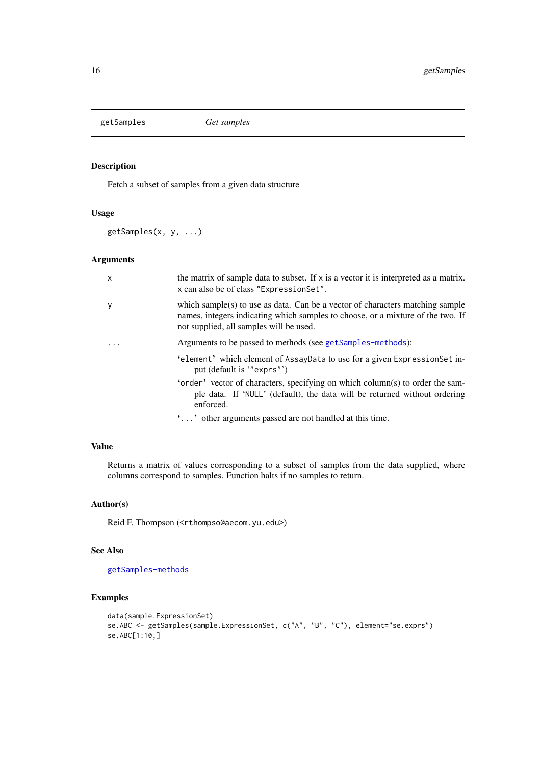getSamples *Get samples*

### Description

Fetch a subset of samples from a given data structure

### Usage

```
getSamples(x, y, ...)
```

### Arguments

- `x` — the matrix of sample data to subset. If `x` is a vector it is interpreted as a matrix. `x` can also be of class `"ExpressionSet"`.
- `y` — which sample(s) to use as data. Can be a vector of characters matching sample names, integers indicating which samples to choose, or a mixture of the two. If not supplied, all samples will be used.
- `...` — Arguments to be passed to methods (see `getSamples-methods`):
  - '`element`' which element of `AssayData` to use for a given `ExpressionSet` input (default is '`"exprs"`')
  - '`order`' vector of characters, specifying on which column(s) to order the sample data. If '`NULL`' (default), the data will be returned without ordering enforced.
  - '`...`' other arguments passed are not handled at this time.

### Value

Returns a matrix of values corresponding to a subset of samples from the data supplied, where columns correspond to samples. Function halts if no samples to return.

### Author(s)

Reid F. Thompson (<rthompso@aecom.yu.edu>)

### See Also

`getSamples-methods`

### Examples

```
data(sample.ExpressionSet)
se.ABC <- getSamples(sample.ExpressionSet, c("A", "B", "C"), element="se.exprs")
se.ABC[1:10,]
```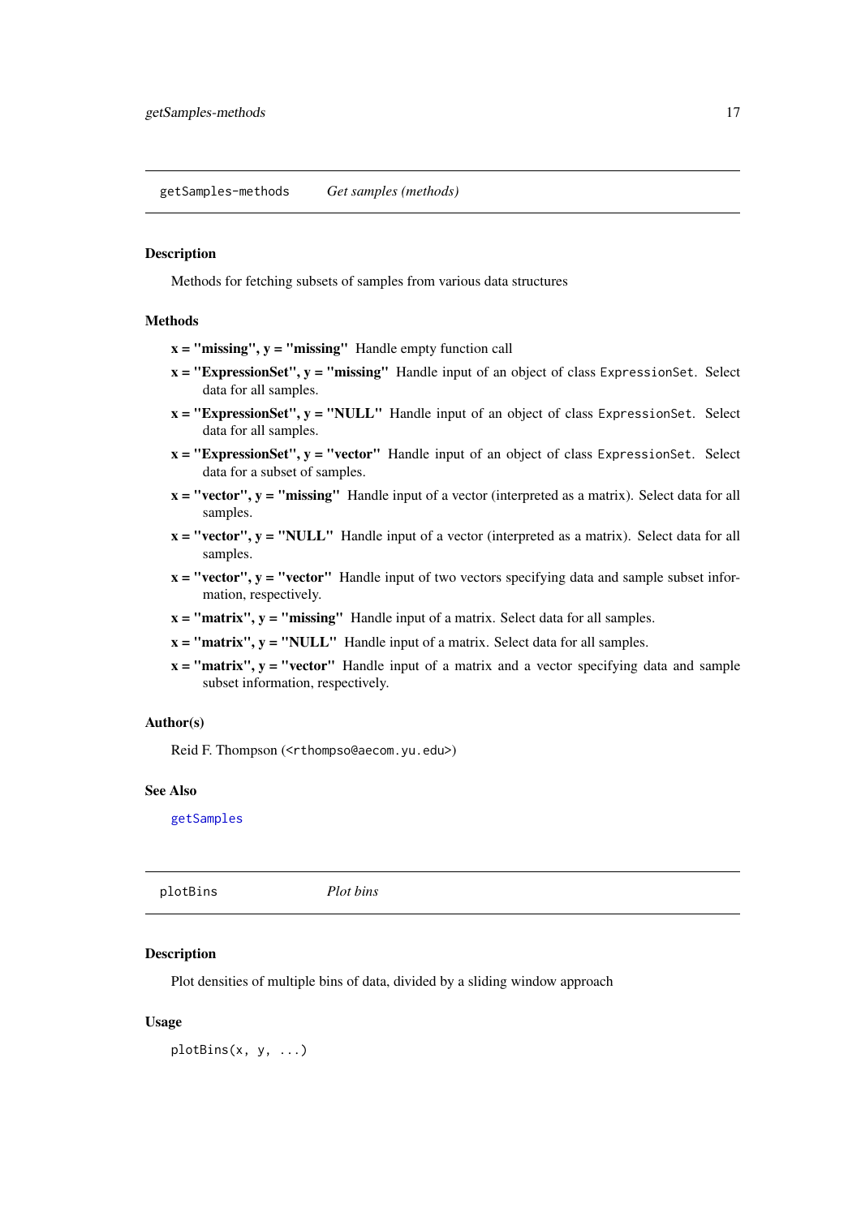## getSamples-methods *Get samples (methods)*

### Description

Methods for fetching subsets of samples from various data structures

### Methods

- **x = "missing", y = "missing"** Handle empty function call
- **x = "ExpressionSet", y = "missing"** Handle input of an object of class `ExpressionSet`. Select data for all samples.
- **x = "ExpressionSet", y = "NULL"** Handle input of an object of class `ExpressionSet`. Select data for all samples.
- **x = "ExpressionSet", y = "vector"** Handle input of an object of class `ExpressionSet`. Select data for a subset of samples.
- **x = "vector", y = "missing"** Handle input of a vector (interpreted as a matrix). Select data for all samples.
- **x = "vector", y = "NULL"** Handle input of a vector (interpreted as a matrix). Select data for all samples.
- **x = "vector", y = "vector"** Handle input of two vectors specifying data and sample subset information, respectively.
- **x = "matrix", y = "missing"** Handle input of a matrix. Select data for all samples.
- **x = "matrix", y = "NULL"** Handle input of a matrix. Select data for all samples.
- **x = "matrix", y = "vector"** Handle input of a matrix and a vector specifying data and sample subset information, respectively.

### Author(s)

Reid F. Thompson (<rthompso@aecom.yu.edu>)

### See Also

getSamples

## plotBins *Plot bins*

### Description

Plot densities of multiple bins of data, divided by a sliding window approach

### Usage

```
plotBins(x, y, ...)
```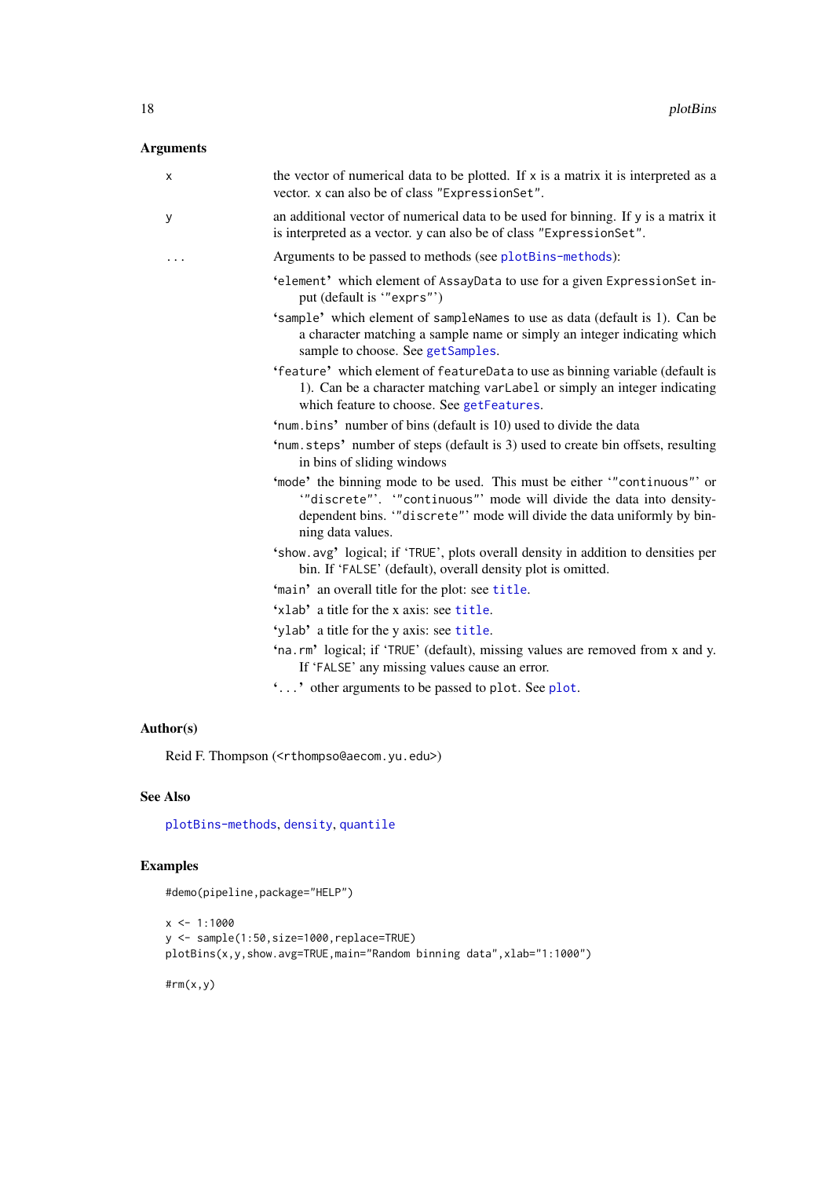### Arguments

- `x` — the vector of numerical data to be plotted. If `x` is a matrix it is interpreted as a vector. `x` can also be of class `"ExpressionSet"`.
- `y` — an additional vector of numerical data to be used for binning. If `y` is a matrix it is interpreted as a vector. `y` can also be of class `"ExpressionSet"`.
- `...` — Arguments to be passed to methods (see `plotBins-methods`):
  - '`element`' which element of `AssayData` to use for a given `ExpressionSet` input (default is '`"exprs"`')
  - '`sample`' which element of `sampleNames` to use as data (default is 1). Can be a character matching a sample name or simply an integer indicating which sample to choose. See `getSamples`.
  - '`feature`' which element of `featureData` to use as binning variable (default is 1). Can be a character matching `varLabel` or simply an integer indicating which feature to choose. See `getFeatures`.
  - '`num.bins`' number of bins (default is 10) used to divide the data
  - '`num.steps`' number of steps (default is 3) used to create bin offsets, resulting in bins of sliding windows
  - '`mode`' the binning mode to be used. This must be either '`"continuous"`' or '`"discrete"`'. '`"continuous"`' mode will divide the data into density-dependent bins. '`"discrete"`' mode will divide the data uniformly by binning data values.
  - '`show.avg`' logical; if '`TRUE`', plots overall density in addition to densities per bin. If '`FALSE`' (default), overall density plot is omitted.
  - '`main`' an overall title for the plot: see `title`.
  - '`xlab`' a title for the x axis: see `title`.
  - '`ylab`' a title for the y axis: see `title`.
  - '`na.rm`' logical; if '`TRUE`' (default), missing values are removed from x and y. If '`FALSE`' any missing values cause an error.
  - '`...`' other arguments to be passed to `plot`. See `plot`.

### Author(s)

Reid F. Thompson (`<rthompso@aecom.yu.edu>`)

### See Also

`plotBins-methods`, `density`, `quantile`

### Examples

```
#demo(pipeline,package="HELP")

x <- 1:1000
y <- sample(1:50,size=1000,replace=TRUE)
plotBins(x,y,show.avg=TRUE,main="Random binning data",xlab="1:1000")

#rm(x,y)
```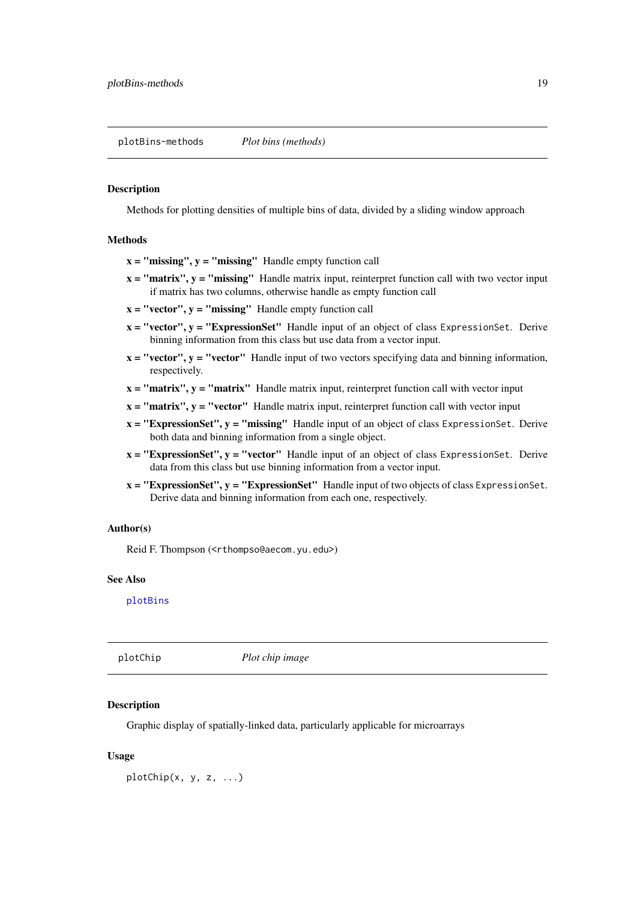## plotBins-methods &nbsp;&nbsp;&nbsp; *Plot bins (methods)*

### Description

Methods for plotting densities of multiple bins of data, divided by a sliding window approach

### Methods

- **x = "missing", y = "missing"** Handle empty function call
- **x = "matrix", y = "missing"** Handle matrix input, reinterpret function call with two vector input if matrix has two columns, otherwise handle as empty function call
- **x = "vector", y = "missing"** Handle empty function call
- **x = "vector", y = "ExpressionSet"** Handle input of an object of class `ExpressionSet`. Derive binning information from this class but use data from a vector input.
- **x = "vector", y = "vector"** Handle input of two vectors specifying data and binning information, respectively.
- **x = "matrix", y = "matrix"** Handle matrix input, reinterpret function call with vector input
- **x = "matrix", y = "vector"** Handle matrix input, reinterpret function call with vector input
- **x = "ExpressionSet", y = "missing"** Handle input of an object of class `ExpressionSet`. Derive both data and binning information from a single object.
- **x = "ExpressionSet", y = "vector"** Handle input of an object of class `ExpressionSet`. Derive data from this class but use binning information from a vector input.
- **x = "ExpressionSet", y = "ExpressionSet"** Handle input of two objects of class `ExpressionSet`. Derive data and binning information from each one, respectively.

### Author(s)

Reid F. Thompson (<rthompso@aecom.yu.edu>)

### See Also

`plotBins`

## plotChip &nbsp;&nbsp;&nbsp; *Plot chip image*

### Description

Graphic display of spatially-linked data, particularly applicable for microarrays

### Usage

```
plotChip(x, y, z, ...)
```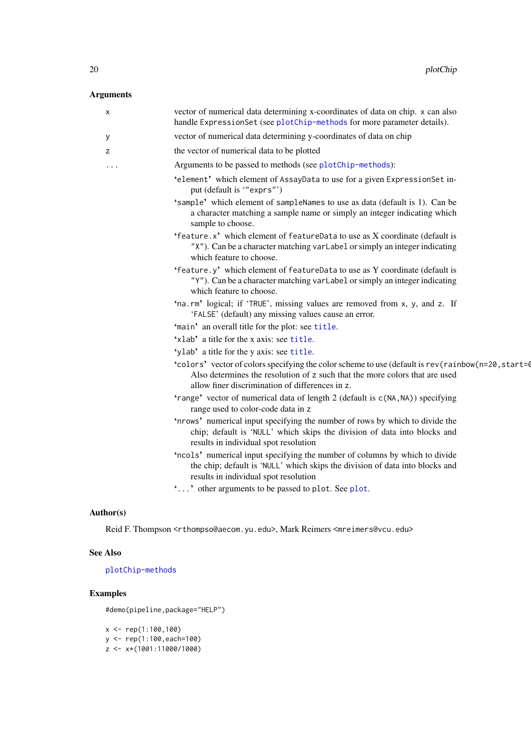### Arguments

- `x` vector of numerical data determining x-coordinates of data on chip. `x` can also handle `ExpressionSet` (see `plotChip-methods` for more parameter details).
- `y` vector of numerical data determining y-coordinates of data on chip
- `z` the vector of numerical data to be plotted
- `...` Arguments to be passed to methods (see `plotChip-methods`):
  - '`element`' which element of `AssayData` to use for a given `ExpressionSet` input (default is '`"exprs"`')
  - '`sample`' which element of `sampleNames` to use as data (default is 1). Can be a character matching a sample name or simply an integer indicating which sample to choose.
  - '`feature.x`' which element of `featureData` to use as X coordinate (default is `"X"`). Can be a character matching `varLabel` or simply an integer indicating which feature to choose.
  - '`feature.y`' which element of `featureData` to use as Y coordinate (default is `"Y"`). Can be a character matching `varLabel` or simply an integer indicating which feature to choose.
  - '`na.rm`' logical; if '`TRUE`', missing values are removed from `x`, `y`, and `z`. If '`FALSE`' (default) any missing values cause an error.
  - '`main`' an overall title for the plot: see `title`.
  - '`xlab`' a title for the x axis: see `title`.
  - '`ylab`' a title for the y axis: see `title`.
  - '`colors`' vector of colors specifying the color scheme to use (default is `rev(rainbow(n=20,start=0`
    Also determines the resolution of `z` such that the more colors that are used allow finer discrimination of differences in `z`.
  - '`range`' vector of numerical data of length 2 (default is `c(NA,NA)`) specifying range used to color-code data in `z`
  - '`nrows`' numerical input specifying the number of rows by which to divide the chip; default is '`NULL`' which skips the division of data into blocks and results in individual spot resolution
  - '`ncols`' numerical input specifying the number of columns by which to divide the chip; default is '`NULL`' which skips the division of data into blocks and results in individual spot resolution
  - '`...`' other arguments to be passed to `plot`. See `plot`.

### Author(s)

Reid F. Thompson <rthompso@aecom.yu.edu>, Mark Reimers <mreimers@vcu.edu>

### See Also

`plotChip-methods`

### Examples

```
#demo(pipeline,package="HELP")

x <- rep(1:100,100)
y <- rep(1:100,each=100)
z <- x*(1001:11000/1000)
```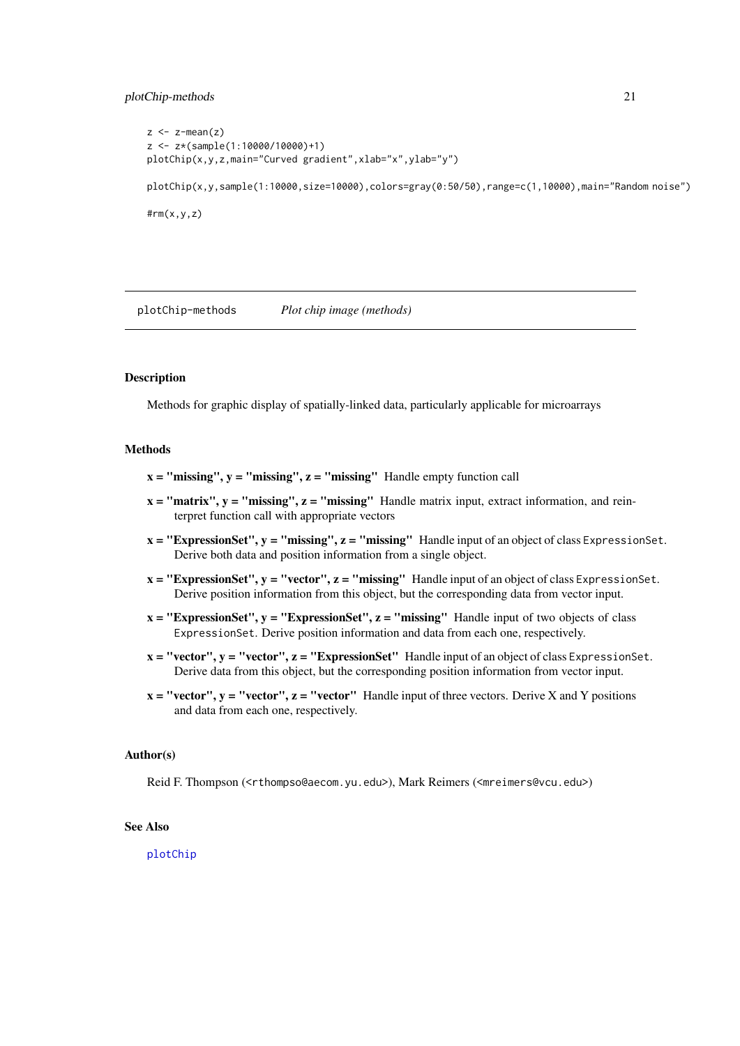```
z <- z-mean(z)
z <- z*(sample(1:10000/10000)+1)
plotChip(x,y,z,main="Curved gradient",xlab="x",ylab="y")

plotChip(x,y,sample(1:10000,size=10000),colors=gray(0:50/50),range=c(1,10000),main="Random noise")

#rm(x,y,z)
```

---

## plotChip-methods    *Plot chip image (methods)*

---

### Description

Methods for graphic display of spatially-linked data, particularly applicable for microarrays

### Methods

**x = "missing", y = "missing", z = "missing"** Handle empty function call

**x = "matrix", y = "missing", z = "missing"** Handle matrix input, extract information, and reinterpret function call with appropriate vectors

**x = "ExpressionSet", y = "missing", z = "missing"** Handle input of an object of class `ExpressionSet`. Derive both data and position information from a single object.

**x = "ExpressionSet", y = "vector", z = "missing"** Handle input of an object of class `ExpressionSet`. Derive position information from this object, but the corresponding data from vector input.

**x = "ExpressionSet", y = "ExpressionSet", z = "missing"** Handle input of two objects of class `ExpressionSet`. Derive position information and data from each one, respectively.

**x = "vector", y = "vector", z = "ExpressionSet"** Handle input of an object of class `ExpressionSet`. Derive data from this object, but the corresponding position information from vector input.

**x = "vector", y = "vector", z = "vector"** Handle input of three vectors. Derive X and Y positions and data from each one, respectively.

### Author(s)

Reid F. Thompson (<rthompso@aecom.yu.edu>), Mark Reimers (<mreimers@vcu.edu>)

### See Also

plotChip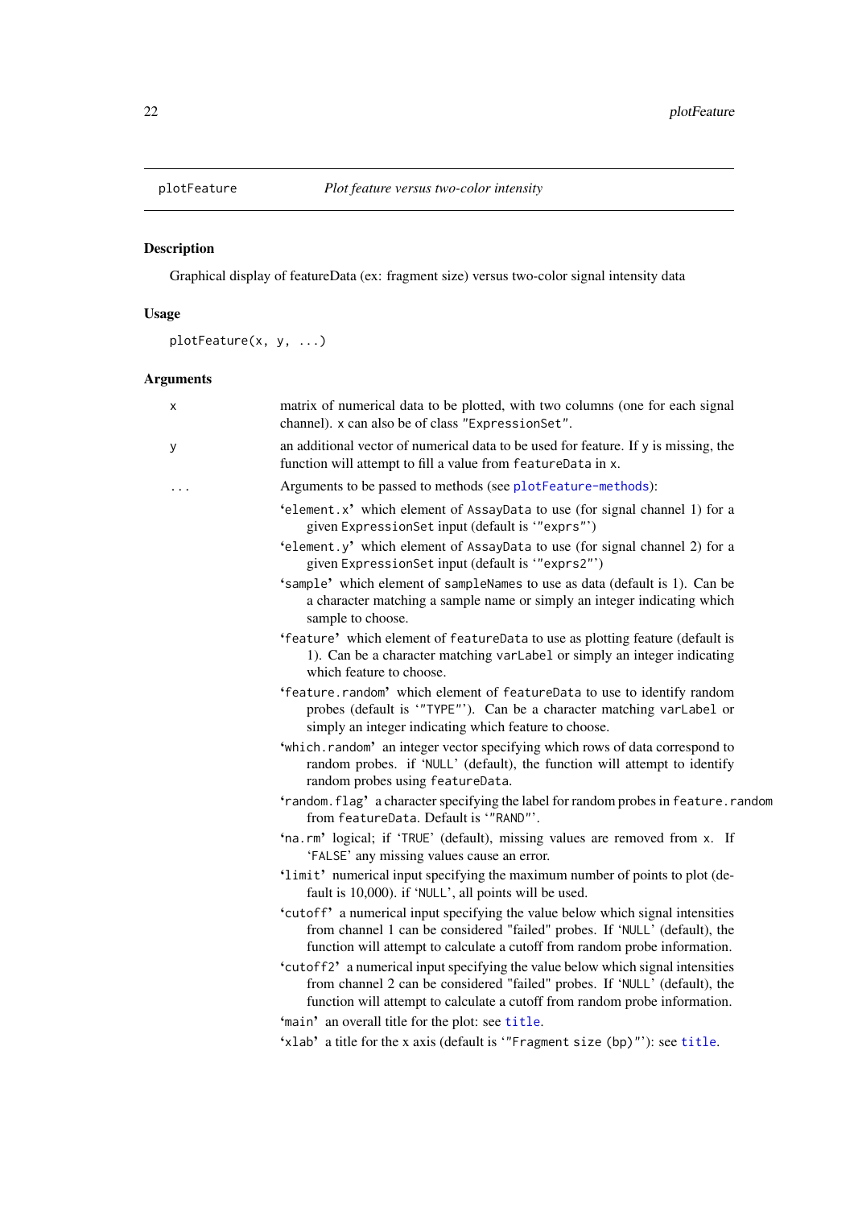plotFeature *Plot feature versus two-color intensity*

### Description

Graphical display of featureData (ex: fragment size) versus two-color signal intensity data

### Usage

```
plotFeature(x, y, ...)
```

### Arguments

- `x` — matrix of numerical data to be plotted, with two columns (one for each signal channel). `x` can also be of class "`ExpressionSet`".
- `y` — an additional vector of numerical data to be used for feature. If `y` is missing, the function will attempt to fill a value from `featureData` in `x`.
- `...` — Arguments to be passed to methods (see `plotFeature-methods`):
  - '`element.x`' which element of `AssayData` to use (for signal channel 1) for a given `ExpressionSet` input (default is '"`exprs`"')
  - '`element.y`' which element of `AssayData` to use (for signal channel 2) for a given `ExpressionSet` input (default is '"`exprs2`"')
  - '`sample`' which element of `sampleNames` to use as data (default is 1). Can be a character matching a sample name or simply an integer indicating which sample to choose.
  - '`feature`' which element of `featureData` to use as plotting feature (default is 1). Can be a character matching `varLabel` or simply an integer indicating which feature to choose.
  - '`feature.random`' which element of `featureData` to use to identify random probes (default is '"`TYPE`"'). Can be a character matching `varLabel` or simply an integer indicating which feature to choose.
  - '`which.random`' an integer vector specifying which rows of data correspond to random probes. if '`NULL`' (default), the function will attempt to identify random probes using `featureData`.
  - '`random.flag`' a character specifying the label for random probes in `feature.random` from `featureData`. Default is '"`RAND`"'.
  - '`na.rm`' logical; if '`TRUE`' (default), missing values are removed from `x`. If '`FALSE`' any missing values cause an error.
  - '`limit`' numerical input specifying the maximum number of points to plot (default is 10,000). if '`NULL`', all points will be used.
  - '`cutoff`' a numerical input specifying the value below which signal intensities from channel 1 can be considered "failed" probes. If '`NULL`' (default), the function will attempt to calculate a cutoff from random probe information.
  - '`cutoff2`' a numerical input specifying the value below which signal intensities from channel 2 can be considered "failed" probes. If '`NULL`' (default), the function will attempt to calculate a cutoff from random probe information.
  - '`main`' an overall title for the plot: see `title`.
  - '`xlab`' a title for the x axis (default is '"`Fragment size (bp)`"'): see `title`.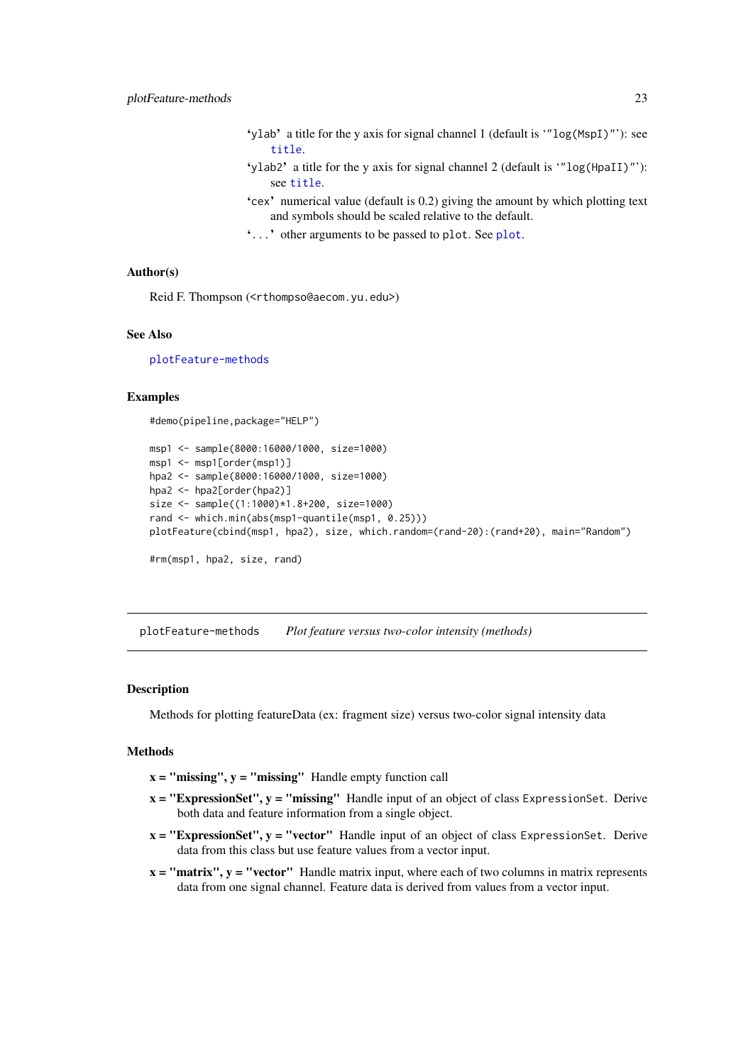'ylab' a title for the y axis for signal channel 1 (default is '"log(MspI)"'): see title.

'ylab2' a title for the y axis for signal channel 2 (default is '"log(HpaII)"'): see title.

'cex' numerical value (default is 0.2) giving the amount by which plotting text and symbols should be scaled relative to the default.

'...' other arguments to be passed to plot. See plot.

### Author(s)

Reid F. Thompson (<rthompso@aecom.yu.edu>)

### See Also

plotFeature-methods

### Examples

```
#demo(pipeline,package="HELP")

msp1 <- sample(8000:16000/1000, size=1000)
msp1 <- msp1[order(msp1)]
hpa2 <- sample(8000:16000/1000, size=1000)
hpa2 <- hpa2[order(hpa2)]
size <- sample((1:1000)*1.8+200, size=1000)
rand <- which.min(abs(msp1-quantile(msp1, 0.25)))
plotFeature(cbind(msp1, hpa2), size, which.random=(rand-20):(rand+20), main="Random")

#rm(msp1, hpa2, size, rand)
```

---

## plotFeature-methods — *Plot feature versus two-color intensity (methods)*

### Description

Methods for plotting featureData (ex: fragment size) versus two-color signal intensity data

### Methods

- **x = "missing", y = "missing"** Handle empty function call
- **x = "ExpressionSet", y = "missing"** Handle input of an object of class ExpressionSet. Derive both data and feature information from a single object.
- **x = "ExpressionSet", y = "vector"** Handle input of an object of class ExpressionSet. Derive data from this class but use feature values from a vector input.
- **x = "matrix", y = "vector"** Handle matrix input, where each of two columns in matrix represents data from one signal channel. Feature data is derived from values from a vector input.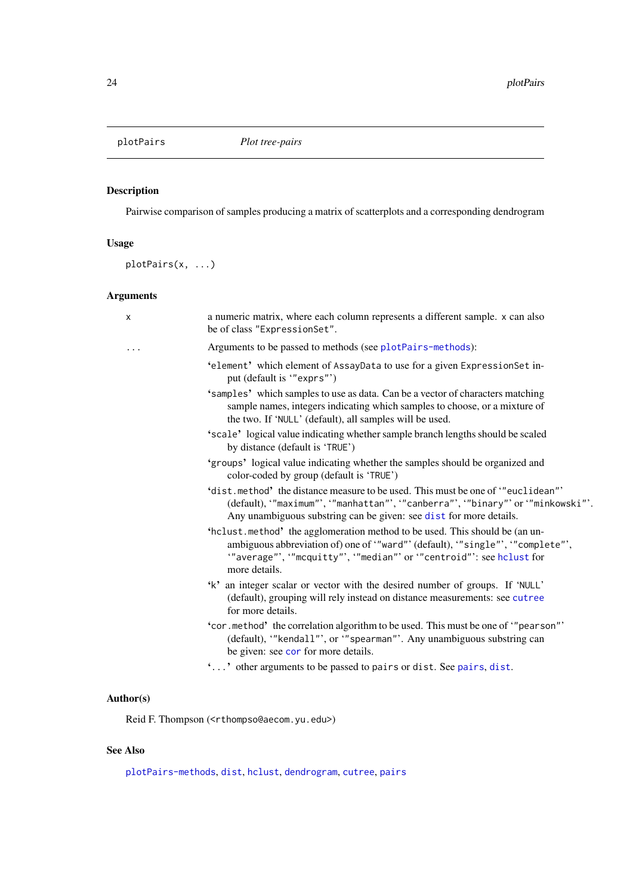## plotPairs — *Plot tree-pairs*

### Description

Pairwise comparison of samples producing a matrix of scatterplots and a corresponding dendrogram

### Usage

```
plotPairs(x, ...)
```

### Arguments

| | |
|---|---|
| `x` | a numeric matrix, where each column represents a different sample. `x` can also be of class `"ExpressionSet"`. |
| `...` | Arguments to be passed to methods (see `plotPairs-methods`): |

- '`element`' which element of `AssayData` to use for a given `ExpressionSet` input (default is '`"exprs"`')
- '`samples`' which samples to use as data. Can be a vector of characters matching sample names, integers indicating which samples to choose, or a mixture of the two. If '`NULL`' (default), all samples will be used.
- '`scale`' logical value indicating whether sample branch lengths should be scaled by distance (default is '`TRUE`')
- '`groups`' logical value indicating whether the samples should be organized and color-coded by group (default is '`TRUE`')
- '`dist.method`' the distance measure to be used. This must be one of '`"euclidean"`' (default), '`"maximum"`', '`"manhattan"`', '`"canberra"`', '`"binary"`' or '`"minkowski"`'. Any unambiguous substring can be given: see `dist` for more details.
- '`hclust.method`' the agglomeration method to be used. This should be (an unambiguous abbreviation of) one of '`"ward"`' (default), '`"single"`', '`"complete"`', '`"average"`', '`"mcquitty"`', '`"median"`' or '`"centroid"`': see `hclust` for more details.
- '`k`' an integer scalar or vector with the desired number of groups. If '`NULL`' (default), grouping will rely instead on distance measurements: see `cutree` for more details.
- '`cor.method`' the correlation algorithm to be used. This must be one of '`"pearson"`' (default), '`"kendall"`', or '`"spearman"`'. Any unambiguous substring can be given: see `cor` for more details.
- '`...`' other arguments to be passed to `pairs` or `dist`. See `pairs`, `dist`.

### Author(s)

Reid F. Thompson (<rthompso@aecom.yu.edu>)

### See Also

`plotPairs-methods`, `dist`, `hclust`, `dendrogram`, `cutree`, `pairs`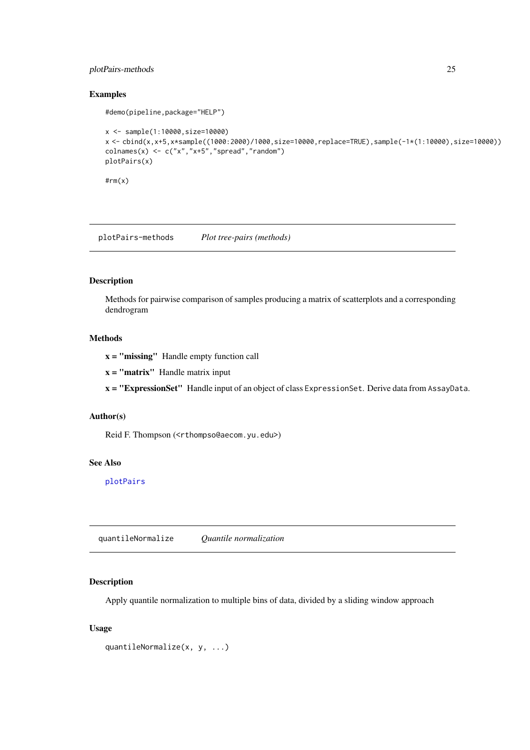### Examples

```
#demo(pipeline,package="HELP")

x <- sample(1:10000,size=10000)
x <- cbind(x,x+5,x*sample((1000:2000)/1000,size=10000,replace=TRUE),sample(-1*(1:10000),size=10000))
colnames(x) <- c("x","x+5","spread","random")
plotPairs(x)

#rm(x)
```

---

## plotPairs-methods *Plot tree-pairs (methods)*

---

### Description

Methods for pairwise comparison of samples producing a matrix of scatterplots and a corresponding dendrogram

### Methods

**x = "missing"** Handle empty function call

**x = "matrix"** Handle matrix input

**x = "ExpressionSet"** Handle input of an object of class `ExpressionSet`. Derive data from `AssayData`.

### Author(s)

Reid F. Thompson (<rthompso@aecom.yu.edu>)

### See Also

plotPairs

---

## quantileNormalize *Quantile normalization*

---

### Description

Apply quantile normalization to multiple bins of data, divided by a sliding window approach

### Usage

```
quantileNormalize(x, y, ...)
```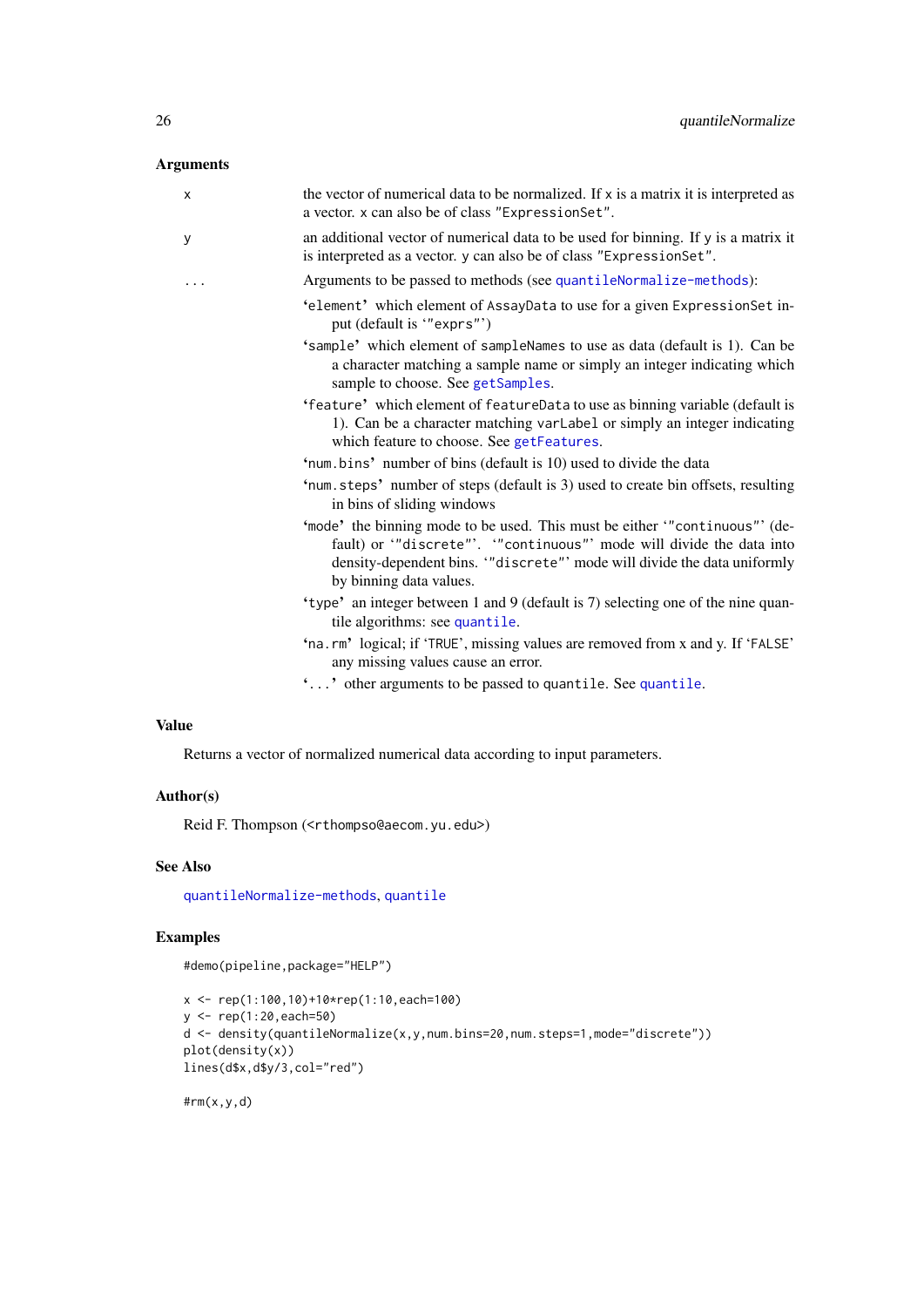### Arguments

`x` the vector of numerical data to be normalized. If `x` is a matrix it is interpreted as a vector. `x` can also be of class `"ExpressionSet"`.

`y` an additional vector of numerical data to be used for binning. If `y` is a matrix it is interpreted as a vector. `y` can also be of class `"ExpressionSet"`.

`...` Arguments to be passed to methods (see `quantileNormalize-methods`):

- ‘`element`’ which element of `AssayData` to use for a given `ExpressionSet` input (default is ‘`"exprs"`’)
- ‘`sample`’ which element of `sampleNames` to use as data (default is 1). Can be a character matching a sample name or simply an integer indicating which sample to choose. See `getSamples`.
- ‘`feature`’ which element of `featureData` to use as binning variable (default is 1). Can be a character matching `varLabel` or simply an integer indicating which feature to choose. See `getFeatures`.
- ‘`num.bins`’ number of bins (default is 10) used to divide the data
- ‘`num.steps`’ number of steps (default is 3) used to create bin offsets, resulting in bins of sliding windows
- ‘`mode`’ the binning mode to be used. This must be either ‘`"continuous"`’ (default) or ‘`"discrete"`’. ‘`"continuous"`’ mode will divide the data into density-dependent bins. ‘`"discrete"`’ mode will divide the data uniformly by binning data values.
- ‘`type`’ an integer between 1 and 9 (default is 7) selecting one of the nine quantile algorithms: see `quantile`.
- ‘`na.rm`’ logical; if ‘`TRUE`’, missing values are removed from x and y. If ‘`FALSE`’ any missing values cause an error.
- ‘`...`’ other arguments to be passed to `quantile`. See `quantile`.

### Value

Returns a vector of normalized numerical data according to input parameters.

### Author(s)

Reid F. Thompson (<rthompso@aecom.yu.edu>)

### See Also

`quantileNormalize-methods`, `quantile`

### Examples

```
#demo(pipeline,package="HELP")

x <- rep(1:100,10)+10*rep(1:10,each=100)
y <- rep(1:20,each=50)
d <- density(quantileNormalize(x,y,num.bins=20,num.steps=1,mode="discrete"))
plot(density(x))
lines(d$x,d$y/3,col="red")

#rm(x,y,d)
```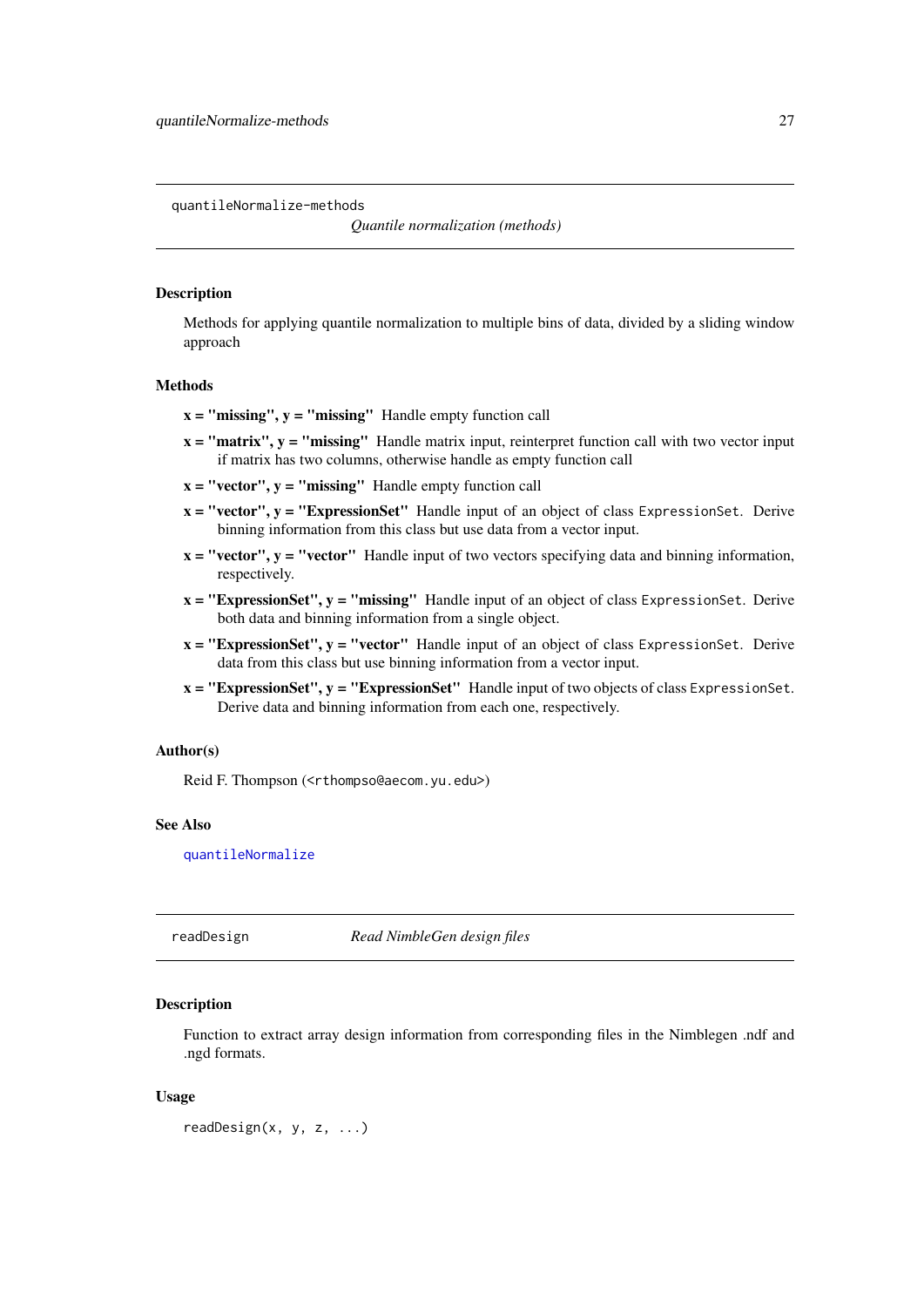## quantileNormalize-methods

*Quantile normalization (methods)*

### Description

Methods for applying quantile normalization to multiple bins of data, divided by a sliding window approach

### Methods

- **x = "missing", y = "missing"** Handle empty function call
- **x = "matrix", y = "missing"** Handle matrix input, reinterpret function call with two vector input if matrix has two columns, otherwise handle as empty function call
- **x = "vector", y = "missing"** Handle empty function call
- **x = "vector", y = "ExpressionSet"** Handle input of an object of class `ExpressionSet`. Derive binning information from this class but use data from a vector input.
- **x = "vector", y = "vector"** Handle input of two vectors specifying data and binning information, respectively.
- **x = "ExpressionSet", y = "missing"** Handle input of an object of class `ExpressionSet`. Derive both data and binning information from a single object.
- **x = "ExpressionSet", y = "vector"** Handle input of an object of class `ExpressionSet`. Derive data from this class but use binning information from a vector input.
- **x = "ExpressionSet", y = "ExpressionSet"** Handle input of two objects of class `ExpressionSet`. Derive data and binning information from each one, respectively.

### Author(s)

Reid F. Thompson (<rthompso@aecom.yu.edu>)

### See Also

quantileNormalize

## readDesign

*Read NimbleGen design files*

### Description

Function to extract array design information from corresponding files in the Nimblegen .ndf and .ngd formats.

### Usage

```
readDesign(x, y, z, ...)
```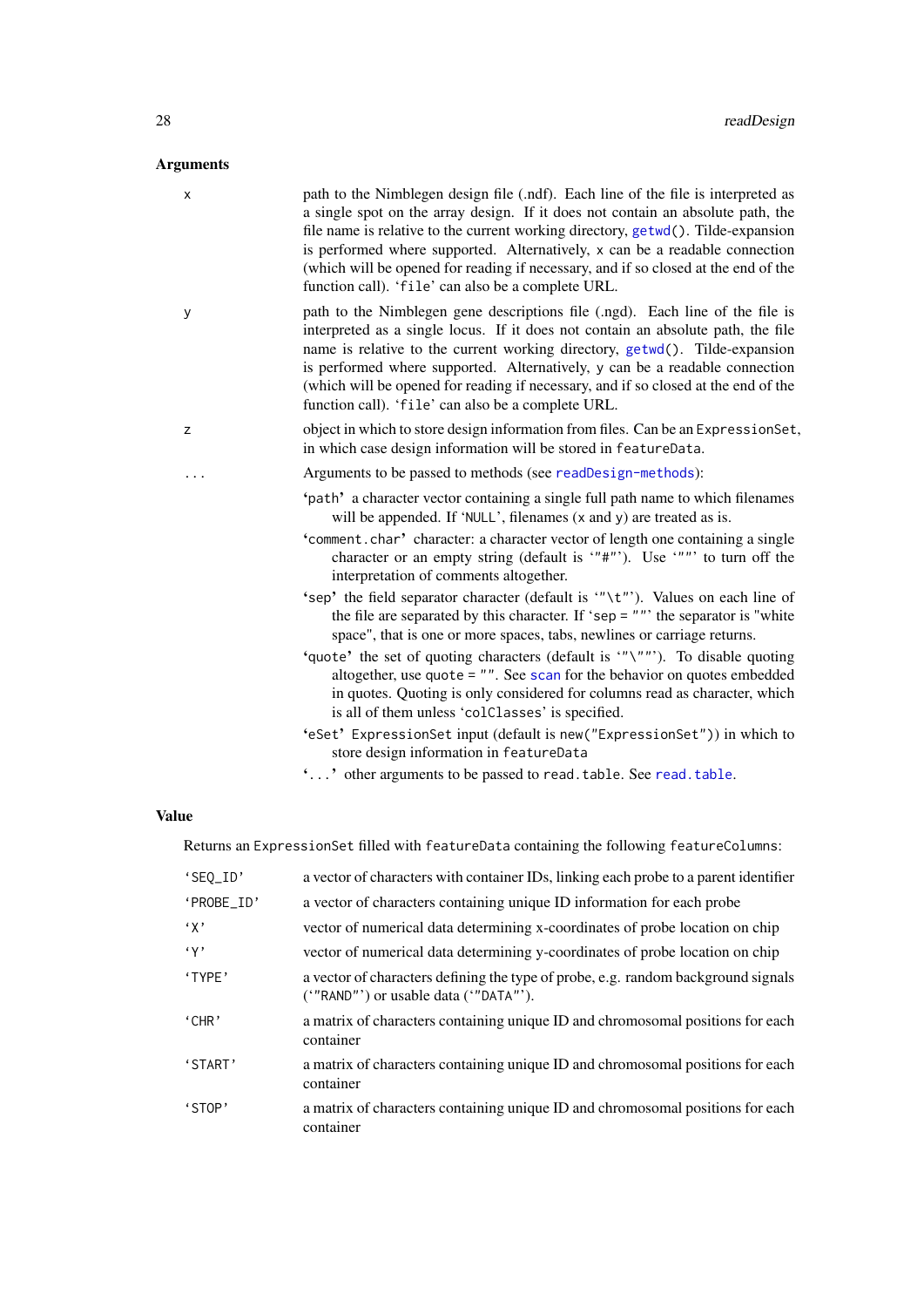## Arguments

**x** path to the Nimblegen design file (.ndf). Each line of the file is interpreted as a single spot on the array design. If it does not contain an absolute path, the file name is relative to the current working directory, `getwd()`. Tilde-expansion is performed where supported. Alternatively, x can be a readable connection (which will be opened for reading if necessary, and if so closed at the end of the function call). 'file' can also be a complete URL.

**y** path to the Nimblegen gene descriptions file (.ngd). Each line of the file is interpreted as a single locus. If it does not contain an absolute path, the file name is relative to the current working directory, `getwd()`. Tilde-expansion is performed where supported. Alternatively, y can be a readable connection (which will be opened for reading if necessary, and if so closed at the end of the function call). 'file' can also be a complete URL.

**z** object in which to store design information from files. Can be an `ExpressionSet`, in which case design information will be stored in `featureData`.

**...** Arguments to be passed to methods (see `readDesign-methods`):

- **'path'** a character vector containing a single full path name to which filenames will be appended. If 'NULL', filenames (x and y) are treated as is.
- **'comment.char'** character: a character vector of length one containing a single character or an empty string (default is '"#"'). Use '""' to turn off the interpretation of comments altogether.
- **'sep'** the field separator character (default is '"\t"'). Values on each line of the file are separated by this character. If 'sep = ""' the separator is "white space", that is one or more spaces, tabs, newlines or carriage returns.
- **'quote'** the set of quoting characters (default is '"\""'). To disable quoting altogether, use quote = "". See `scan` for the behavior on quotes embedded in quotes. Quoting is only considered for columns read as character, which is all of them unless 'colClasses' is specified.
- **'eSet'** ExpressionSet input (default is new("ExpressionSet")) in which to store design information in featureData
- **'...'** other arguments to be passed to read.table. See `read.table`.

## Value

Returns an `ExpressionSet` filled with `featureData` containing the following `featureColumns`:

| | |
|---|---|
| 'SEQ_ID' | a vector of characters with container IDs, linking each probe to a parent identifier |
| 'PROBE_ID' | a vector of characters containing unique ID information for each probe |
| 'X' | vector of numerical data determining x-coordinates of probe location on chip |
| 'Y' | vector of numerical data determining y-coordinates of probe location on chip |
| 'TYPE' | a vector of characters defining the type of probe, e.g. random background signals ('"RAND"') or usable data ('"DATA"'). |
| 'CHR' | a matrix of characters containing unique ID and chromosomal positions for each container |
| 'START' | a matrix of characters containing unique ID and chromosomal positions for each container |
| 'STOP' | a matrix of characters containing unique ID and chromosomal positions for each container |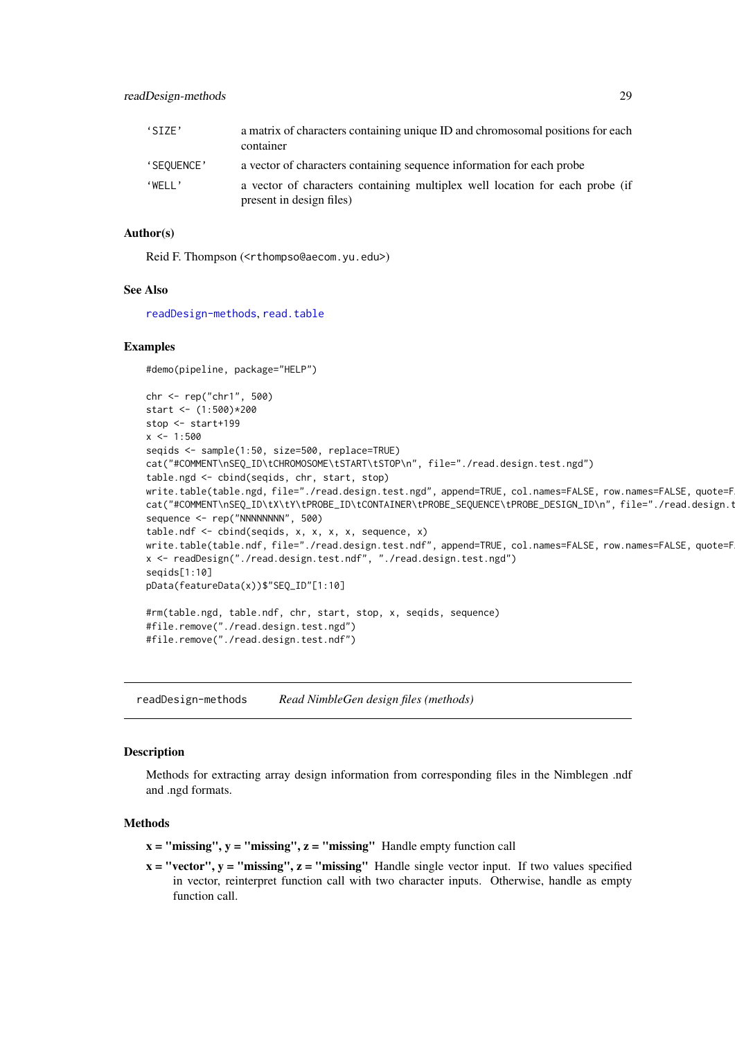| | |
|---|---|
| 'SIZE' | a matrix of characters containing unique ID and chromosomal positions for each container |
| 'SEQUENCE' | a vector of characters containing sequence information for each probe |
| 'WELL' | a vector of characters containing multiplex well location for each probe (if present in design files) |

### Author(s)

Reid F. Thompson (<rthompso@aecom.yu.edu>)

### See Also

readDesign-methods, read.table

### Examples

```
#demo(pipeline, package="HELP")

chr <- rep("chr1", 500)
start <- (1:500)*200
stop <- start+199
x <- 1:500
seqids <- sample(1:50, size=500, replace=TRUE)
cat("#COMMENT\nSEQ_ID\tCHROMOSOME\tSTART\tSTOP\n", file="./read.design.test.ngd")
table.ngd <- cbind(seqids, chr, start, stop)
write.table(table.ngd, file="./read.design.test.ngd", append=TRUE, col.names=FALSE, row.names=FALSE, quote=F
cat("#COMMENT\nSEQ_ID\tX\tY\tPROBE_ID\tCONTAINER\tPROBE_SEQUENCE\tPROBE_DESIGN_ID\n", file="./read.design.t
sequence <- rep("NNNNNNNN", 500)
table.ndf <- cbind(seqids, x, x, x, x, sequence, x)
write.table(table.ndf, file="./read.design.test.ndf", append=TRUE, col.names=FALSE, row.names=FALSE, quote=F
x <- readDesign("./read.design.test.ndf", "./read.design.test.ngd")
seqids[1:10]
pData(featureData(x))$"SEQ_ID"[1:10]

#rm(table.ngd, table.ndf, chr, start, stop, x, seqids, sequence)
#file.remove("./read.design.test.ngd")
#file.remove("./read.design.test.ndf")
```

---

## readDesign-methods *Read NimbleGen design files (methods)*

### Description

Methods for extracting array design information from corresponding files in the Nimblegen .ndf and .ngd formats.

### Methods

**x = "missing", y = "missing", z = "missing"** Handle empty function call

**x = "vector", y = "missing", z = "missing"** Handle single vector input. If two values specified in vector, reinterpret function call with two character inputs. Otherwise, handle as empty function call.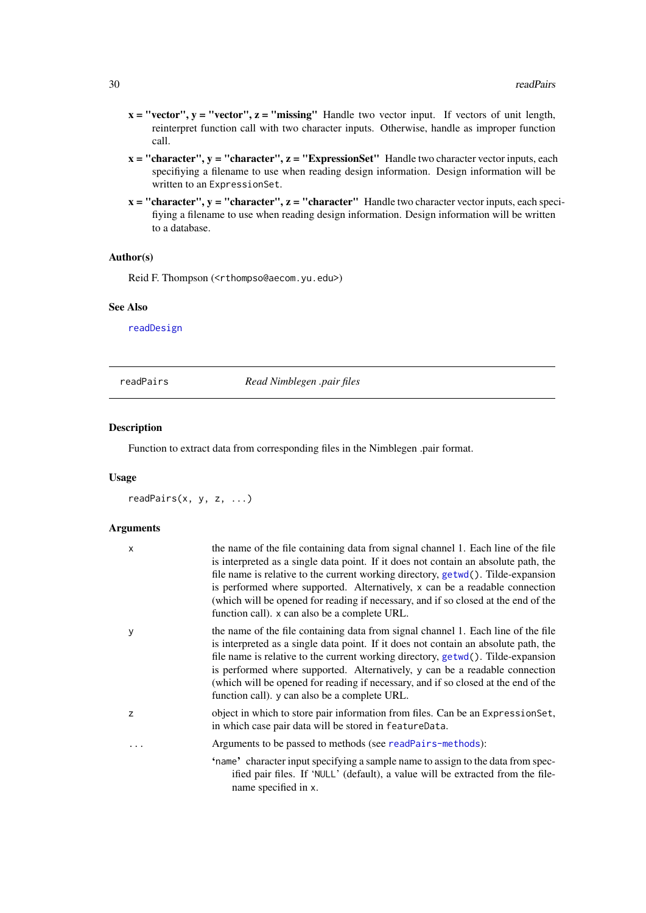**x = "vector", y = "vector", z = "missing"** Handle two vector input. If vectors of unit length, reinterpret function call with two character inputs. Otherwise, handle as improper function call.

**x = "character", y = "character", z = "ExpressionSet"** Handle two character vector inputs, each specifiying a filename to use when reading design information. Design information will be written to an `ExpressionSet`.

**x = "character", y = "character", z = "character"** Handle two character vector inputs, each specifiying a filename to use when reading design information. Design information will be written to a database.

### Author(s)

Reid F. Thompson (<`rthompso@aecom.yu.edu`>)

### See Also

`readDesign`

---

`readPairs` *Read Nimblegen .pair files*

---

### Description

Function to extract data from corresponding files in the Nimblegen .pair format.

### Usage

```
readPairs(x, y, z, ...)
```

### Arguments

| | |
|---|---|
| `x` | the name of the file containing data from signal channel 1. Each line of the file is interpreted as a single data point. If it does not contain an absolute path, the file name is relative to the current working directory, `getwd()`. Tilde-expansion is performed where supported. Alternatively, `x` can be a readable connection (which will be opened for reading if necessary, and if so closed at the end of the function call). `x` can also be a complete URL. |
| `y` | the name of the file containing data from signal channel 1. Each line of the file is interpreted as a single data point. If it does not contain an absolute path, the file name is relative to the current working directory, `getwd()`. Tilde-expansion is performed where supported. Alternatively, `y` can be a readable connection (which will be opened for reading if necessary, and if so closed at the end of the function call). `y` can also be a complete URL. |
| `z` | object in which to store pair information from files. Can be an `ExpressionSet`, in which case pair data will be stored in `featureData`. |
| `...` | Arguments to be passed to methods (see `readPairs-methods`): <br> '`name`' character input specifying a sample name to assign to the data from specified pair files. If '`NULL`' (default), a value will be extracted from the filename specified in `x`. |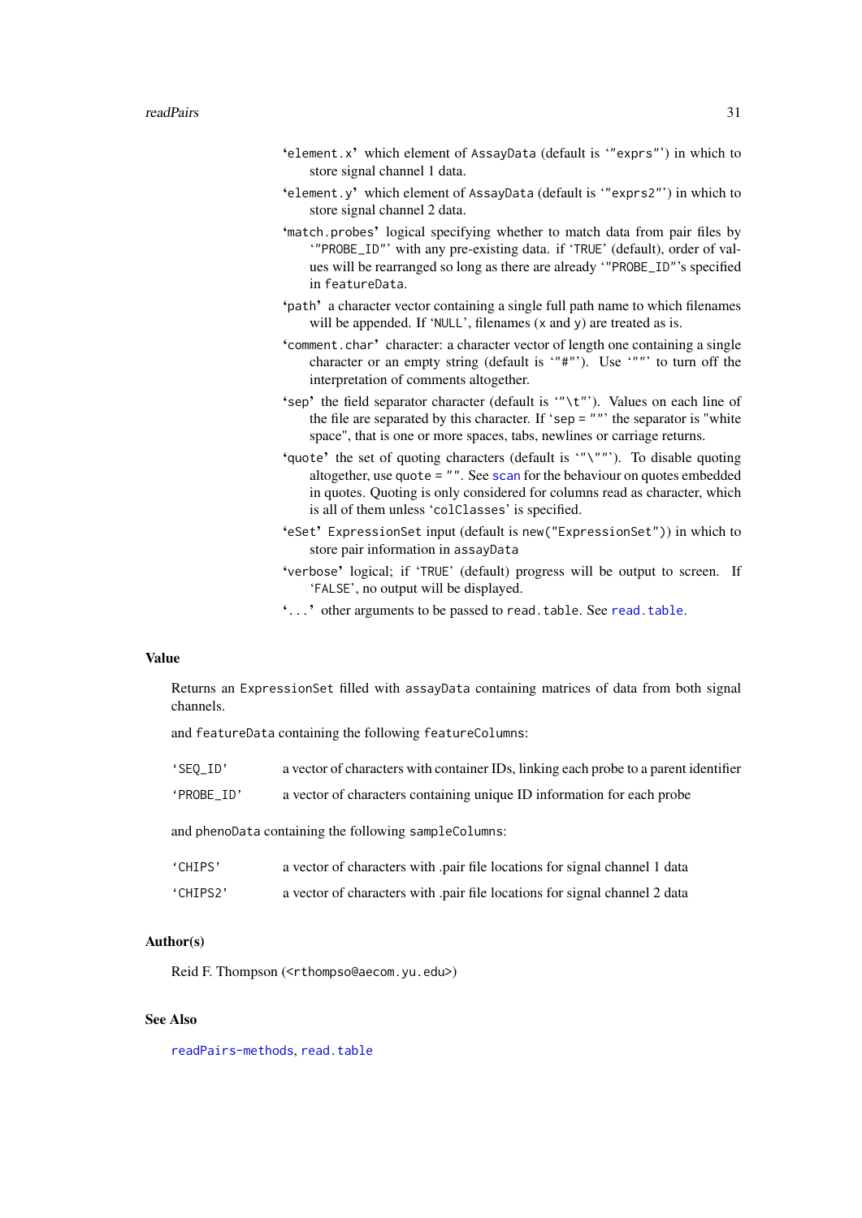- '`element.x`' which element of `AssayData` (default is '`"exprs"`') in which to store signal channel 1 data.
- '`element.y`' which element of `AssayData` (default is '`"exprs2"`') in which to store signal channel 2 data.
- '`match.probes`' logical specifying whether to match data from pair files by '`"PROBE_ID"`' with any pre-existing data. if '`TRUE`' (default), order of values will be rearranged so long as there are already '`"PROBE_ID"`'s specified in `featureData`.
- '`path`' a character vector containing a single full path name to which filenames will be appended. If '`NULL`', filenames (x and y) are treated as is.
- '`comment.char`' character: a character vector of length one containing a single character or an empty string (default is '`"#"`'). Use '`""`' to turn off the interpretation of comments altogether.
- '`sep`' the field separator character (default is '`"\t"`'). Values on each line of the file are separated by this character. If '`sep = ""`' the separator is "white space", that is one or more spaces, tabs, newlines or carriage returns.
- '`quote`' the set of quoting characters (default is '`"\""`'). To disable quoting altogether, use `quote = ""`. See `scan` for the behaviour on quotes embedded in quotes. Quoting is only considered for columns read as character, which is all of them unless '`colClasses`' is specified.
- '`eSet`' `ExpressionSet` input (default is `new("ExpressionSet")`) in which to store pair information in `assayData`
- '`verbose`' logical; if '`TRUE`' (default) progress will be output to screen. If '`FALSE`', no output will be displayed.
- '`...`' other arguments to be passed to `read.table`. See `read.table`.

## Value

Returns an `ExpressionSet` filled with `assayData` containing matrices of data from both signal channels.

and `featureData` containing the following `featureColumns`:

| | |
|---|---|
| '`SEQ_ID`' | a vector of characters with container IDs, linking each probe to a parent identifier |
| '`PROBE_ID`' | a vector of characters containing unique ID information for each probe |

and `phenoData` containing the following `sampleColumns`:

| | |
|---|---|
| '`CHIPS`' | a vector of characters with .pair file locations for signal channel 1 data |
| '`CHIPS2`' | a vector of characters with .pair file locations for signal channel 2 data |

## Author(s)

Reid F. Thompson (<`rthompso@aecom.yu.edu`>)

## See Also

`readPairs-methods`, `read.table`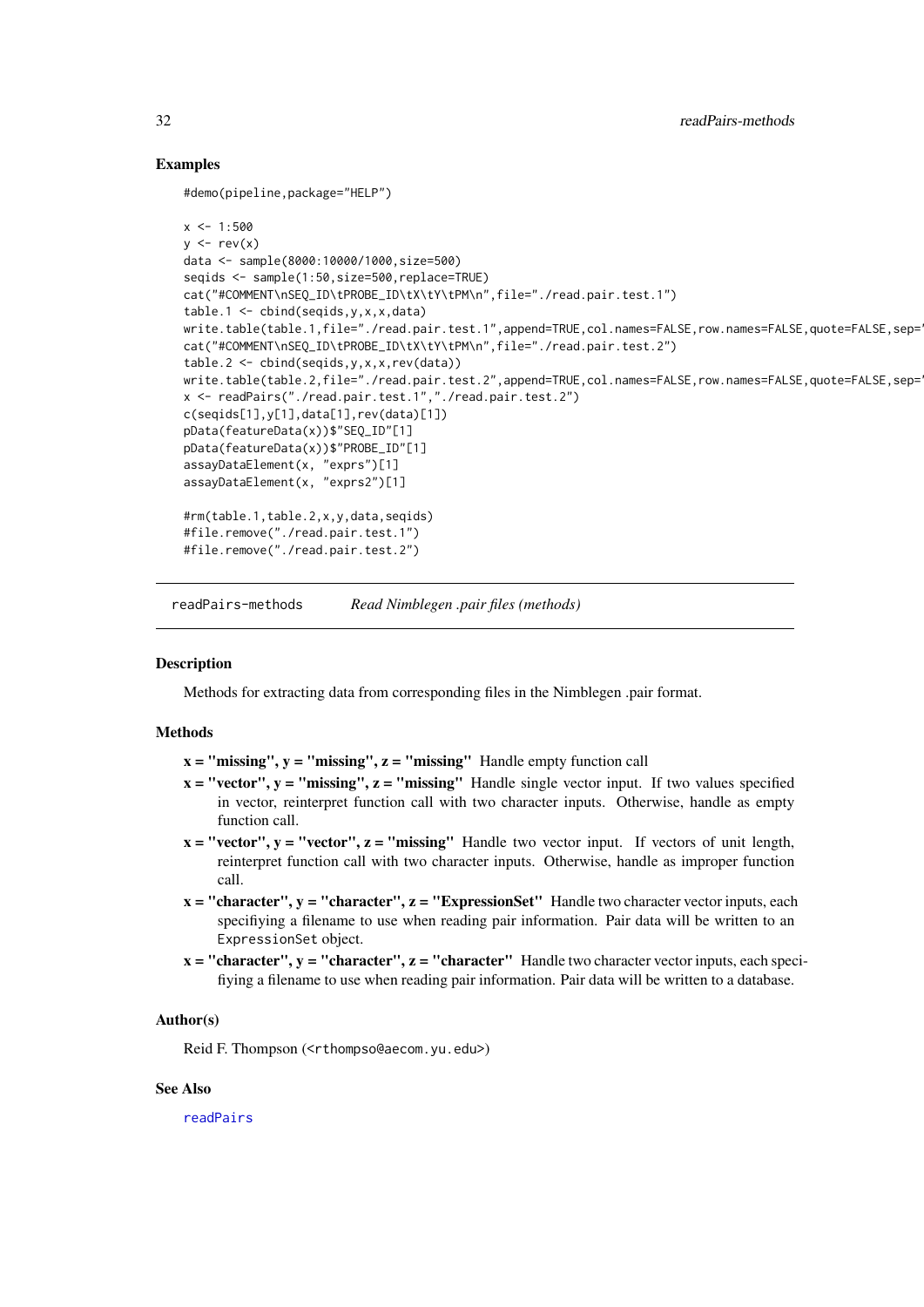## Examples

```
#demo(pipeline,package="HELP")

x <- 1:500
y <- rev(x)
data <- sample(8000:10000/1000,size=500)
seqids <- sample(1:50,size=500,replace=TRUE)
cat("#COMMENT\nSEQ_ID\tPROBE_ID\tX\tY\tPM\n",file="./read.pair.test.1")
table.1 <- cbind(seqids,y,x,x,data)
write.table(table.1,file="./read.pair.test.1",append=TRUE,col.names=FALSE,row.names=FALSE,quote=FALSE,sep='
cat("#COMMENT\nSEQ_ID\tPROBE_ID\tX\tY\tPM\n",file="./read.pair.test.2")
table.2 <- cbind(seqids,y,x,x,rev(data))
write.table(table.2,file="./read.pair.test.2",append=TRUE,col.names=FALSE,row.names=FALSE,quote=FALSE,sep='
x <- readPairs("./read.pair.test.1","./read.pair.test.2")
c(seqids[1],y[1],data[1],rev(data)[1])
pData(featureData(x))$"SEQ_ID"[1]
pData(featureData(x))$"PROBE_ID"[1]
assayDataElement(x, "exprs")[1]
assayDataElement(x, "exprs2")[1]

#rm(table.1,table.2,x,y,data,seqids)
#file.remove("./read.pair.test.1")
#file.remove("./read.pair.test.2")
```

---

# readPairs-methods *Read Nimblegen .pair files (methods)*

---

## Description

Methods for extracting data from corresponding files in the Nimblegen .pair format.

## Methods

**x = "missing", y = "missing", z = "missing"** Handle empty function call

**x = "vector", y = "missing", z = "missing"** Handle single vector input. If two values specified in vector, reinterpret function call with two character inputs. Otherwise, handle as empty function call.

**x = "vector", y = "vector", z = "missing"** Handle two vector input. If vectors of unit length, reinterpret function call with two character inputs. Otherwise, handle as improper function call.

**x = "character", y = "character", z = "ExpressionSet"** Handle two character vector inputs, each specifiying a filename to use when reading pair information. Pair data will be written to an `ExpressionSet` object.

**x = "character", y = "character", z = "character"** Handle two character vector inputs, each specifiying a filename to use when reading pair information. Pair data will be written to a database.

## Author(s)

Reid F. Thompson (<rthompso@aecom.yu.edu>)

## See Also

readPairs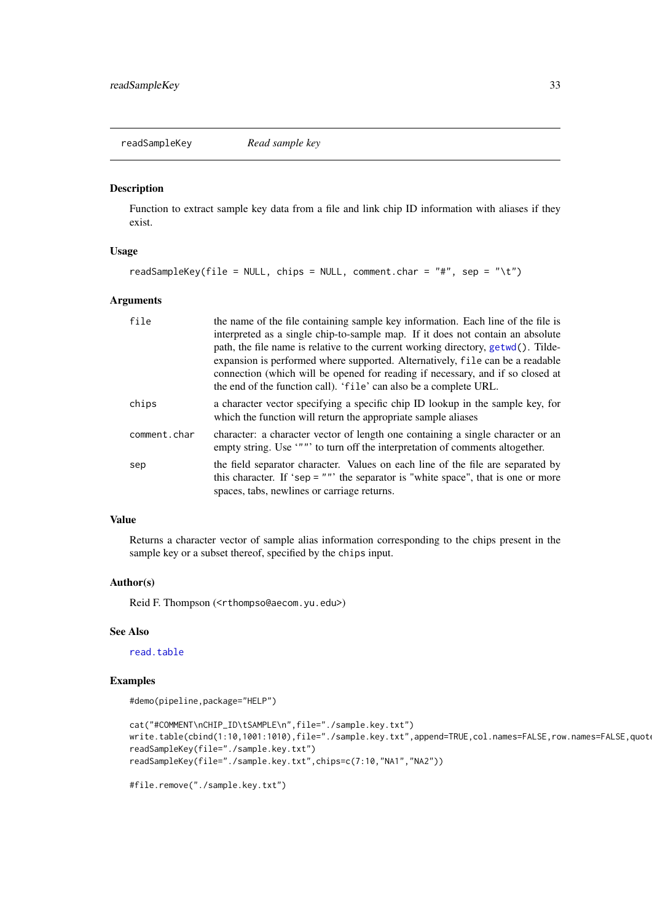readSampleKey *Read sample key*

### Description

Function to extract sample key data from a file and link chip ID information with aliases if they exist.

### Usage

```
readSampleKey(file = NULL, chips = NULL, comment.char = "#", sep = "\t")
```

### Arguments

| | |
|---|---|
| `file` | the name of the file containing sample key information. Each line of the file is interpreted as a single chip-to-sample map. If it does not contain an absolute path, the file name is relative to the current working directory, `getwd()`. Tilde-expansion is performed where supported. Alternatively, `file` can be a readable connection (which will be opened for reading if necessary, and if so closed at the end of the function call). '`file`' can also be a complete URL. |
| `chips` | a character vector specifying a specific chip ID lookup in the sample key, for which the function will return the appropriate sample aliases |
| `comment.char` | character: a character vector of length one containing a single character or an empty string. Use '`""`' to turn off the interpretation of comments altogether. |
| `sep` | the field separator character. Values on each line of the file are separated by this character. If '`sep = ""`' the separator is "white space", that is one or more spaces, tabs, newlines or carriage returns. |

### Value

Returns a character vector of sample alias information corresponding to the chips present in the sample key or a subset thereof, specified by the `chips` input.

### Author(s)

Reid F. Thompson (<rthompso@aecom.yu.edu>)

### See Also

`read.table`

### Examples

```
#demo(pipeline,package="HELP")

cat("#COMMENT\nCHIP_ID\tSAMPLE\n",file="./sample.key.txt")
write.table(cbind(1:10,1001:1010),file="./sample.key.txt",append=TRUE,col.names=FALSE,row.names=FALSE,quote
readSampleKey(file="./sample.key.txt")
readSampleKey(file="./sample.key.txt",chips=c(7:10,"NA1","NA2"))

#file.remove("./sample.key.txt")
```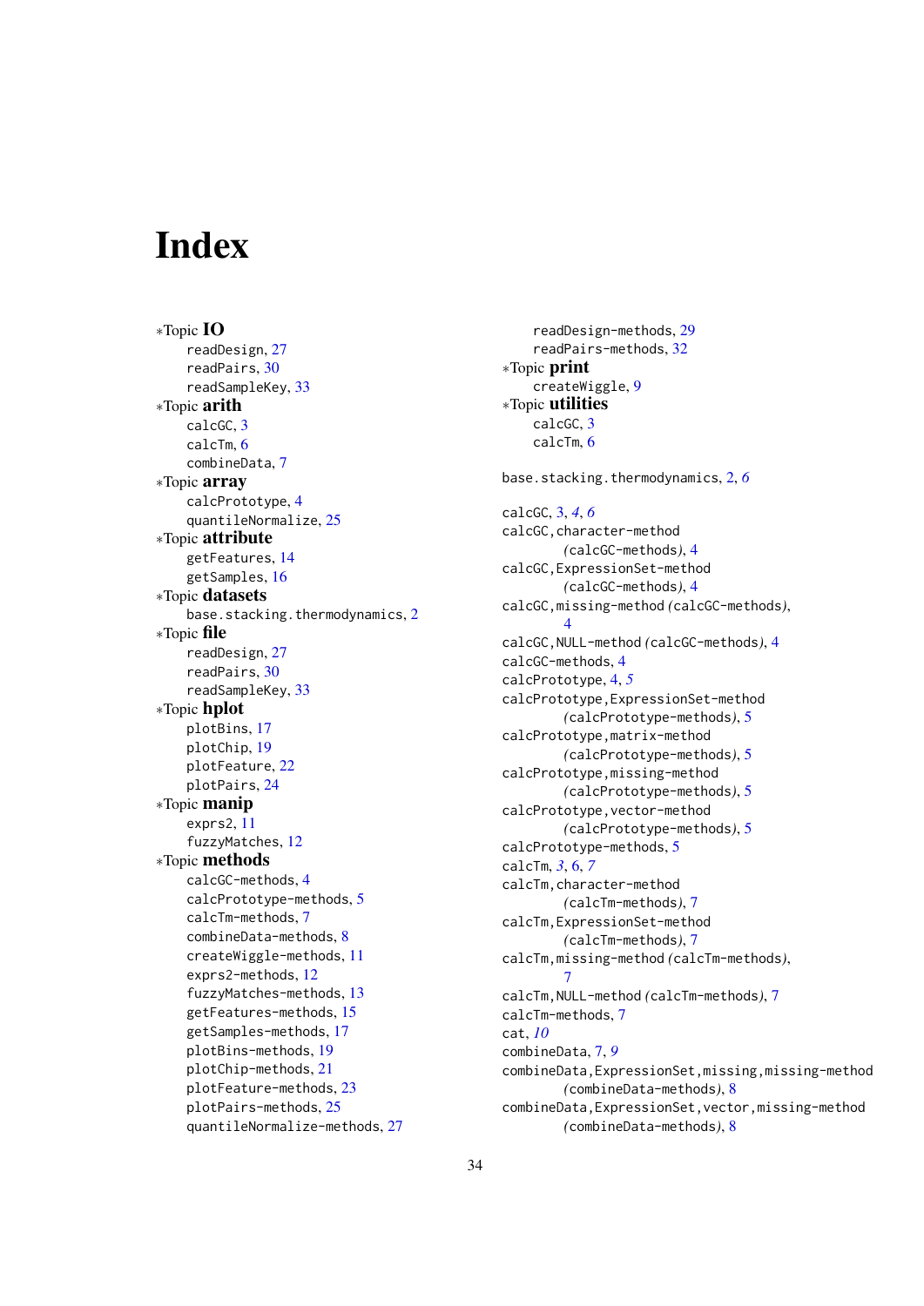# Index

*Topic **IO**
- readDesign, 27
- readPairs, 30
- readSampleKey, 33

*Topic **arith**
- calcGC, 3
- calcTm, 6
- combineData, 7

*Topic **array**
- calcPrototype, 4
- quantileNormalize, 25

*Topic **attribute**
- getFeatures, 14
- getSamples, 16

*Topic **datasets**
- base.stacking.thermodynamics, 2

*Topic **file**
- readDesign, 27
- readPairs, 30
- readSampleKey, 33

*Topic **hplot**
- plotBins, 17
- plotChip, 19
- plotFeature, 22
- plotPairs, 24

*Topic **manip**
- exprs2, 11
- fuzzyMatches, 12

*Topic **methods**
- calcGC-methods, 4
- calcPrototype-methods, 5
- calcTm-methods, 7
- combineData-methods, 8
- createWiggle-methods, 11
- exprs2-methods, 12
- fuzzyMatches-methods, 13
- getFeatures-methods, 15
- getSamples-methods, 17
- plotBins-methods, 19
- plotChip-methods, 21
- plotFeature-methods, 23
- plotPairs-methods, 25
- quantileNormalize-methods, 27
- readDesign-methods, 29
- readPairs-methods, 32

*Topic **print**
- createWiggle, 9

*Topic **utilities**
- calcGC, 3
- calcTm, 6

base.stacking.thermodynamics, 2, *6*

calcGC, 3, *4*, *6*
calcGC,character-method *(calcGC-methods)*, 4
calcGC,ExpressionSet-method *(calcGC-methods)*, 4
calcGC,missing-method *(calcGC-methods)*, 4
calcGC,NULL-method *(calcGC-methods)*, 4
calcGC-methods, 4
calcPrototype, 4, *5*
calcPrototype,ExpressionSet-method *(calcPrototype-methods)*, 5
calcPrototype,matrix-method *(calcPrototype-methods)*, 5
calcPrototype,missing-method *(calcPrototype-methods)*, 5
calcPrototype,vector-method *(calcPrototype-methods)*, 5
calcPrototype-methods, 5
calcTm, *3*, 6, *7*
calcTm,character-method *(calcTm-methods)*, 7
calcTm,ExpressionSet-method *(calcTm-methods)*, 7
calcTm,missing-method *(calcTm-methods)*, 7
calcTm,NULL-method *(calcTm-methods)*, 7
calcTm-methods, 7
cat, *10*
combineData, 7, *9*
combineData,ExpressionSet,missing,missing-method *(combineData-methods)*, 8
combineData,ExpressionSet,vector,missing-method *(combineData-methods)*, 8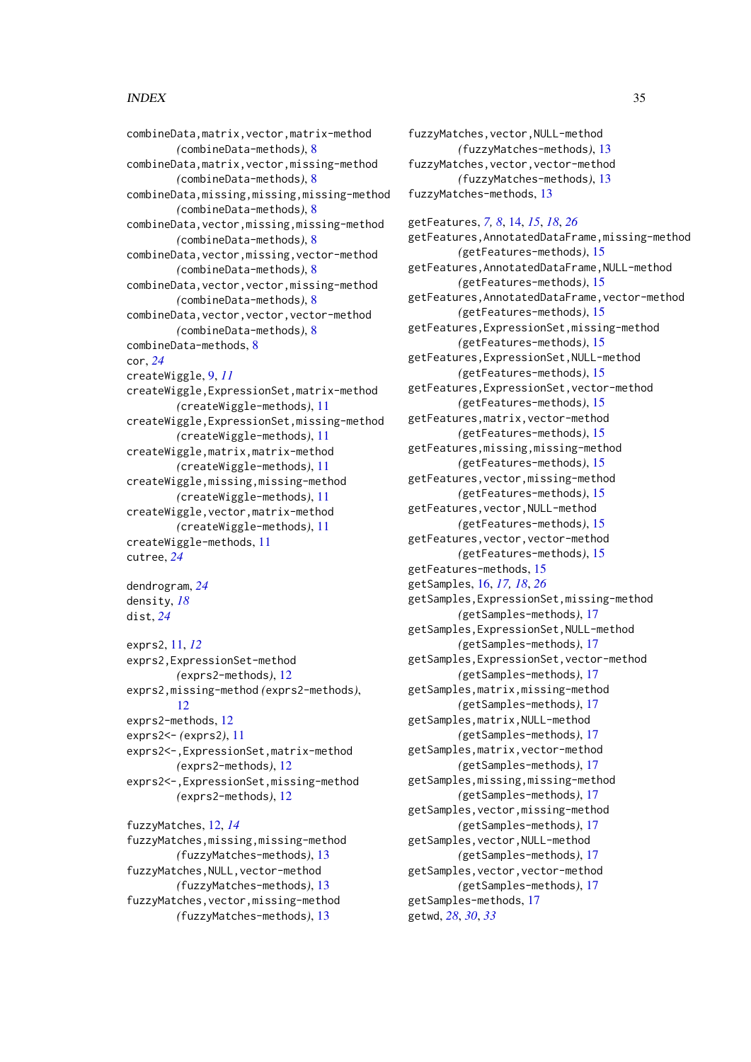combineData,matrix,vector,matrix-method (combineData-methods), 8
combineData,matrix,vector,missing-method (combineData-methods), 8
combineData,missing,missing,missing-method (combineData-methods), 8
combineData,vector,missing,missing-method (combineData-methods), 8
combineData,vector,missing,vector-method (combineData-methods), 8
combineData,vector,vector,missing-method (combineData-methods), 8
combineData,vector,vector,vector-method (combineData-methods), 8
combineData-methods, 8
cor, *24*
createWiggle, 9, *11*
createWiggle,ExpressionSet,matrix-method (createWiggle-methods), 11
createWiggle,ExpressionSet,missing-method (createWiggle-methods), 11
createWiggle,matrix,matrix-method (createWiggle-methods), 11
createWiggle,missing,missing-method (createWiggle-methods), 11
createWiggle,vector,matrix-method (createWiggle-methods), 11
createWiggle-methods, 11
cutree, *24*

dendrogram, *24*
density, *18*
dist, *24*

exprs2, 11, *12*
exprs2,ExpressionSet-method (exprs2-methods), 12
exprs2,missing-method (exprs2-methods), 12
exprs2-methods, 12
exprs2<- (exprs2), 11
exprs2<-,ExpressionSet,matrix-method (exprs2-methods), 12
exprs2<-,ExpressionSet,missing-method (exprs2-methods), 12

fuzzyMatches, 12, *14*
fuzzyMatches,missing,missing-method (fuzzyMatches-methods), 13
fuzzyMatches,NULL,vector-method (fuzzyMatches-methods), 13
fuzzyMatches,vector,missing-method (fuzzyMatches-methods), 13
fuzzyMatches,vector,NULL-method (fuzzyMatches-methods), 13
fuzzyMatches,vector,vector-method (fuzzyMatches-methods), 13
fuzzyMatches-methods, 13

getFeatures, *7, 8*, 14, *15*, *18*, *26*
getFeatures,AnnotatedDataFrame,missing-method (getFeatures-methods), 15
getFeatures,AnnotatedDataFrame,NULL-method (getFeatures-methods), 15
getFeatures,AnnotatedDataFrame,vector-method (getFeatures-methods), 15
getFeatures,ExpressionSet,missing-method (getFeatures-methods), 15
getFeatures,ExpressionSet,NULL-method (getFeatures-methods), 15
getFeatures,ExpressionSet,vector-method (getFeatures-methods), 15
getFeatures,matrix,vector-method (getFeatures-methods), 15
getFeatures,missing,missing-method (getFeatures-methods), 15
getFeatures,vector,missing-method (getFeatures-methods), 15
getFeatures,vector,NULL-method (getFeatures-methods), 15
getFeatures,vector,vector-method (getFeatures-methods), 15
getFeatures-methods, 15
getSamples, 16, *17, 18*, *26*
getSamples,ExpressionSet,missing-method (getSamples-methods), 17
getSamples,ExpressionSet,NULL-method (getSamples-methods), 17
getSamples,ExpressionSet,vector-method (getSamples-methods), 17
getSamples,matrix,missing-method (getSamples-methods), 17
getSamples,matrix,NULL-method (getSamples-methods), 17
getSamples,matrix,vector-method (getSamples-methods), 17
getSamples,missing,missing-method (getSamples-methods), 17
getSamples,vector,missing-method (getSamples-methods), 17
getSamples,vector,NULL-method (getSamples-methods), 17
getSamples,vector,vector-method (getSamples-methods), 17
getSamples-methods, 17
getwd, *28*, *30*, *33*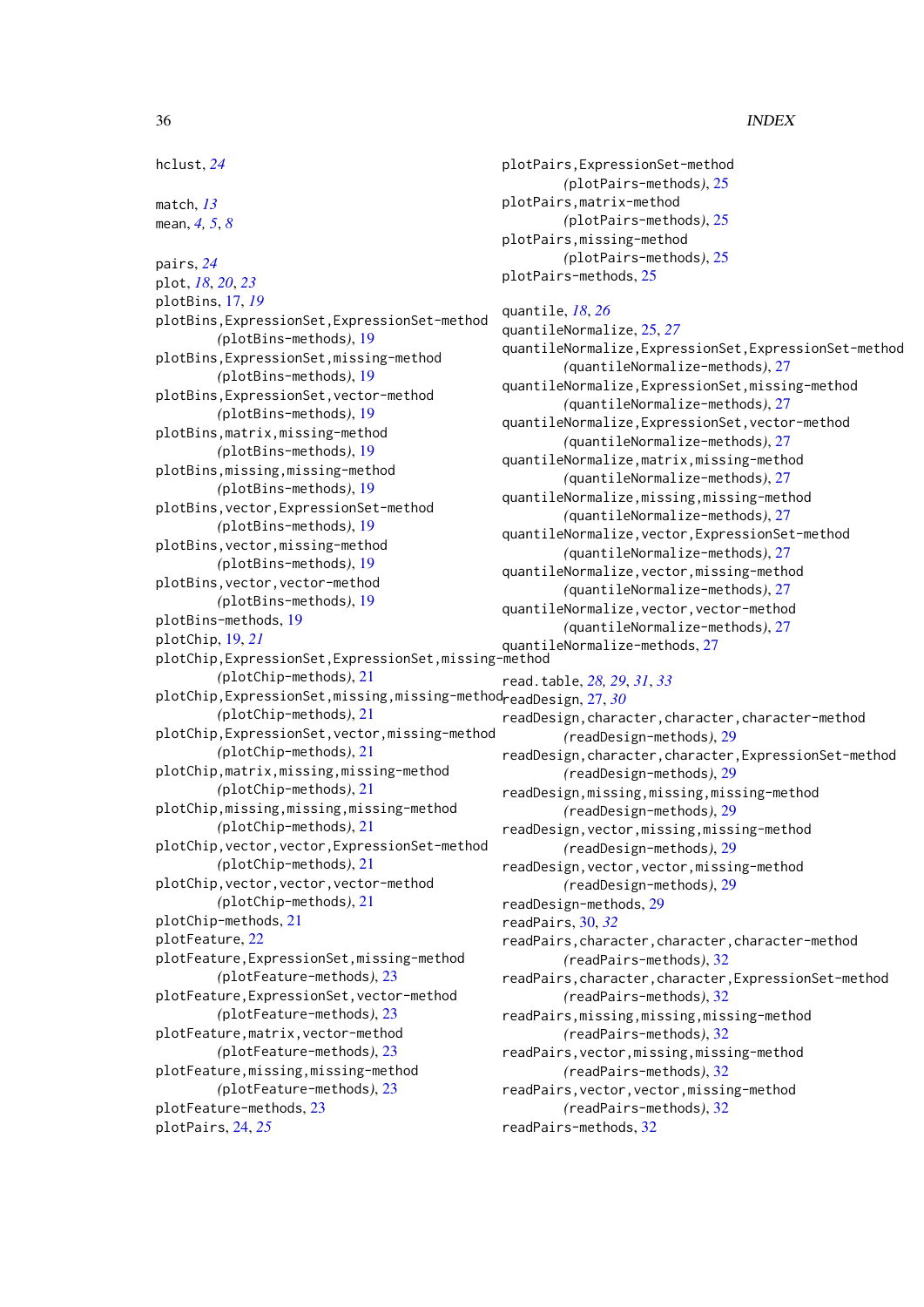hclust, *24*

match, *13*
mean, *4, 5*, *8*

pairs, *24*
plot, *18*, *20*, *23*
plotBins, 17, *19*
plotBins,ExpressionSet,ExpressionSet-method
    *(*plotBins-methods*)*, 19
plotBins,ExpressionSet,missing-method
    *(*plotBins-methods*)*, 19
plotBins,ExpressionSet,vector-method
    *(*plotBins-methods*)*, 19
plotBins,matrix,missing-method
    *(*plotBins-methods*)*, 19
plotBins,missing,missing-method
    *(*plotBins-methods*)*, 19
plotBins,vector,ExpressionSet-method
    *(*plotBins-methods*)*, 19
plotBins,vector,missing-method
    *(*plotBins-methods*)*, 19
plotBins,vector,vector-method
    *(*plotBins-methods*)*, 19
plotBins-methods, 19
plotChip, 19, *21*
plotChip,ExpressionSet,ExpressionSet,missing-method
    *(*plotChip-methods*)*, 21
plotChip,ExpressionSet,missing,missing-method
    *(*plotChip-methods*)*, 21
plotChip,ExpressionSet,vector,missing-method
    *(*plotChip-methods*)*, 21
plotChip,matrix,missing,missing-method
    *(*plotChip-methods*)*, 21
plotChip,missing,missing,missing-method
    *(*plotChip-methods*)*, 21
plotChip,vector,vector,ExpressionSet-method
    *(*plotChip-methods*)*, 21
plotChip,vector,vector,vector-method
    *(*plotChip-methods*)*, 21
plotChip-methods, 21
plotFeature, 22
plotFeature,ExpressionSet,missing-method
    *(*plotFeature-methods*)*, 23
plotFeature,ExpressionSet,vector-method
    *(*plotFeature-methods*)*, 23
plotFeature,matrix,vector-method
    *(*plotFeature-methods*)*, 23
plotFeature,missing,missing-method
    *(*plotFeature-methods*)*, 23
plotFeature-methods, 23
plotPairs, 24, *25*
plotPairs,ExpressionSet-method
    *(*plotPairs-methods*)*, 25
plotPairs,matrix-method
    *(*plotPairs-methods*)*, 25
plotPairs,missing-method
    *(*plotPairs-methods*)*, 25
plotPairs-methods, 25

quantile, *18*, *26*
quantileNormalize, 25, *27*
quantileNormalize,ExpressionSet,ExpressionSet-method
    *(*quantileNormalize-methods*)*, 27
quantileNormalize,ExpressionSet,missing-method
    *(*quantileNormalize-methods*)*, 27
quantileNormalize,ExpressionSet,vector-method
    *(*quantileNormalize-methods*)*, 27
quantileNormalize,matrix,missing-method
    *(*quantileNormalize-methods*)*, 27
quantileNormalize,missing,missing-method
    *(*quantileNormalize-methods*)*, 27
quantileNormalize,vector,ExpressionSet-method
    *(*quantileNormalize-methods*)*, 27
quantileNormalize,vector,missing-method
    *(*quantileNormalize-methods*)*, 27
quantileNormalize,vector,vector-method
    *(*quantileNormalize-methods*)*, 27
quantileNormalize-methods, 27

read.table, *28, 29*, *31*, *33*
readDesign, 27, *30*
readDesign,character,character,character-method
    *(*readDesign-methods*)*, 29
readDesign,character,character,ExpressionSet-method
    *(*readDesign-methods*)*, 29
readDesign,missing,missing,missing-method
    *(*readDesign-methods*)*, 29
readDesign,vector,missing,missing-method
    *(*readDesign-methods*)*, 29
readDesign,vector,vector,missing-method
    *(*readDesign-methods*)*, 29
readDesign-methods, 29
readPairs, 30, *32*
readPairs,character,character,character-method
    *(*readPairs-methods*)*, 32
readPairs,character,character,ExpressionSet-method
    *(*readPairs-methods*)*, 32
readPairs,missing,missing,missing-method
    *(*readPairs-methods*)*, 32
readPairs,vector,missing,missing-method
    *(*readPairs-methods*)*, 32
readPairs,vector,vector,missing-method
    *(*readPairs-methods*)*, 32
readPairs-methods, 32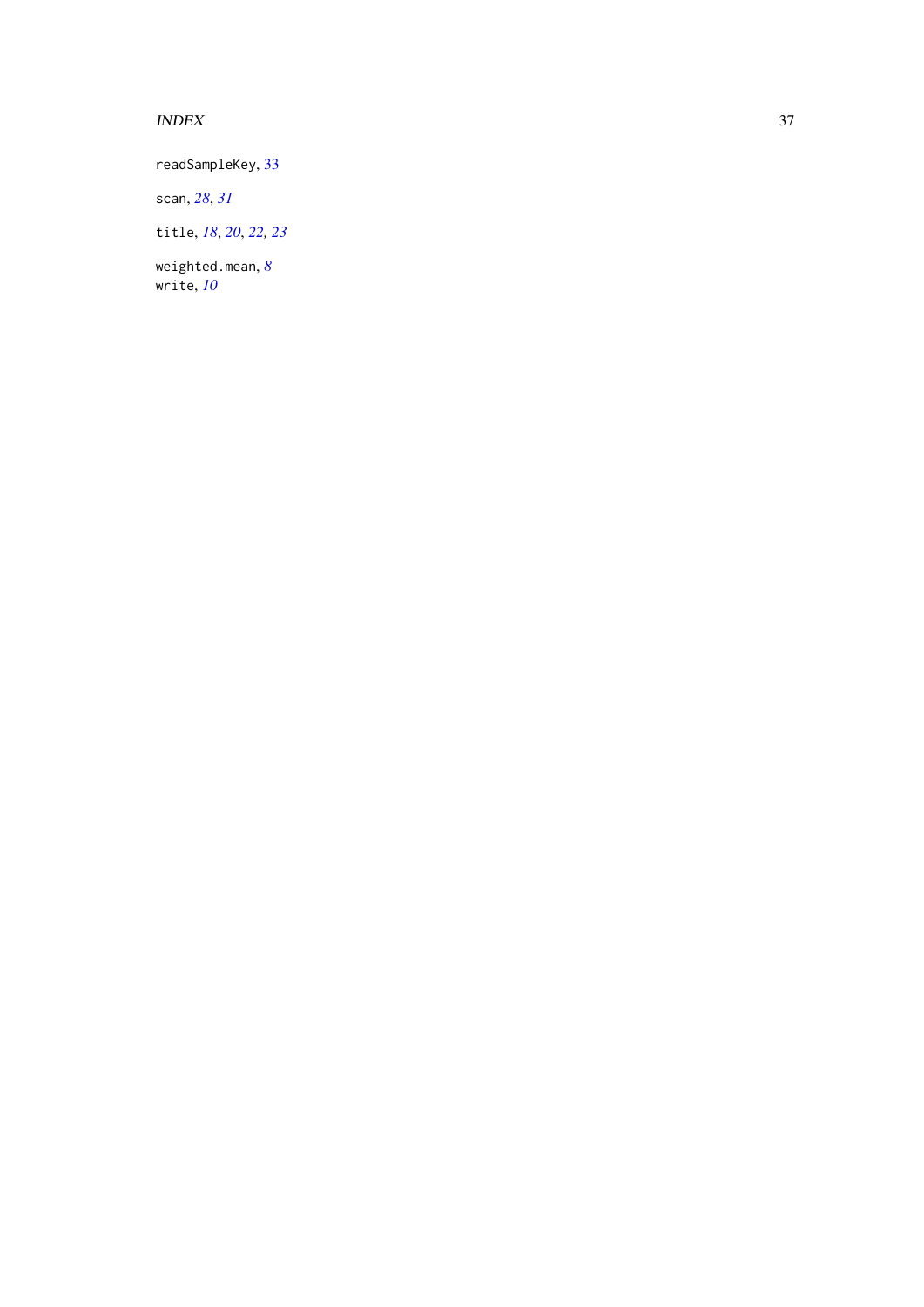readSampleKey, 33

scan, *28*, *31*

title, *18*, *20*, *22, 23*

weighted.mean, *8*
write, *10*